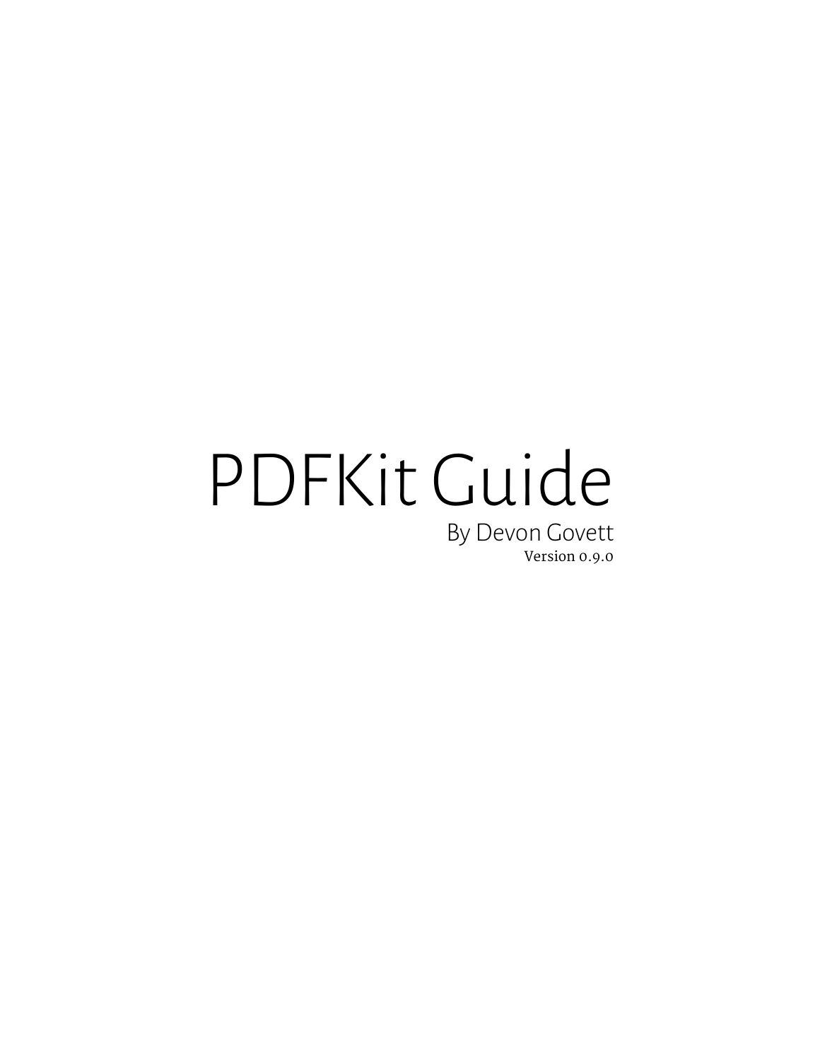# PDFKit Guide

By Devon Govett

Version 0.9.0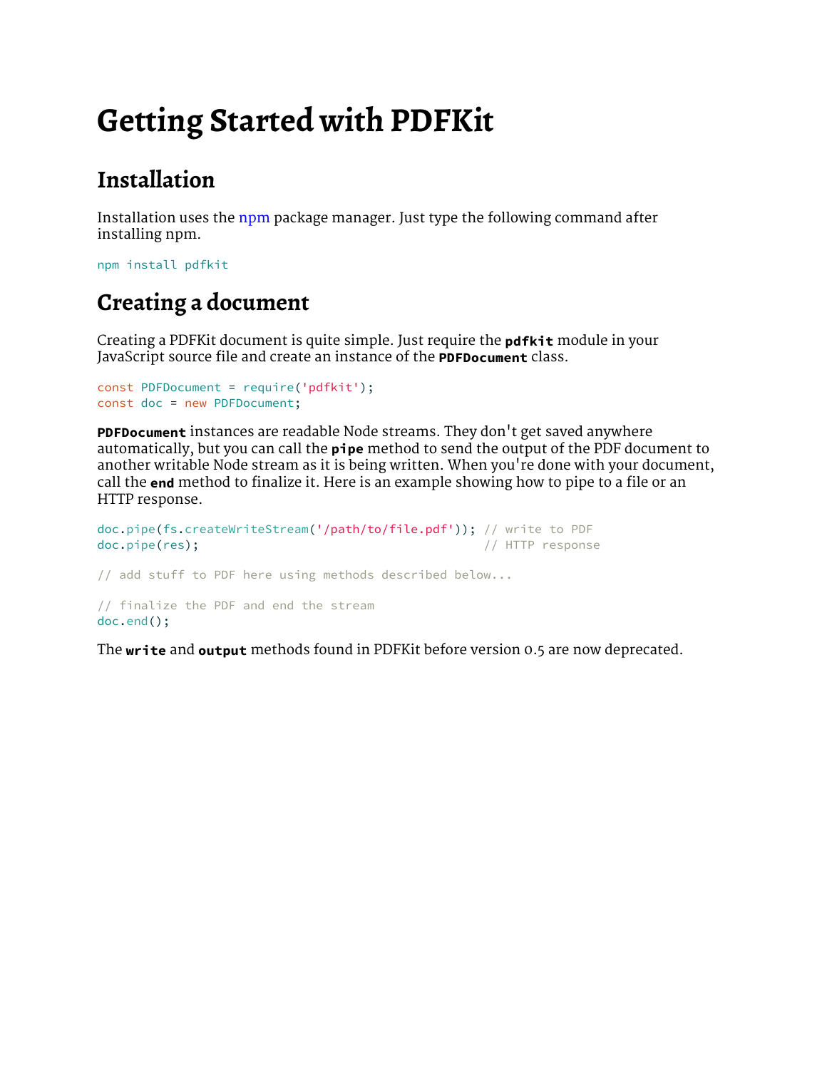# Getting Started with PDFKit

## Installation

Installation uses the npm package manager. Just type the following command after installing npm.

```
npm install pdfkit
```

## Creating a document

Creating a PDFKit document is quite simple. Just require the **pdfkit** module in your JavaScript source file and create an instance of the **PDFDocument** class.

```
const PDFDocument = require('pdfkit');
const doc = new PDFDocument;
```

**PDFDocument** instances are readable Node streams. They don't get saved anywhere automatically, but you can call the **pipe** method to send the output of the PDF document to another writable Node stream as it is being written. When you're done with your document, call the **end** method to finalize it. Here is an example showing how to pipe to a file or an HTTP response.

```
doc.pipe(fs.createWriteStream('/path/to/file.pdf')); // write to PDF
doc.pipe(res);                                       // HTTP response

// add stuff to PDF here using methods described below...

// finalize the PDF and end the stream
doc.end();
```

The **write** and **output** methods found in PDFKit before version 0.5 are now deprecated.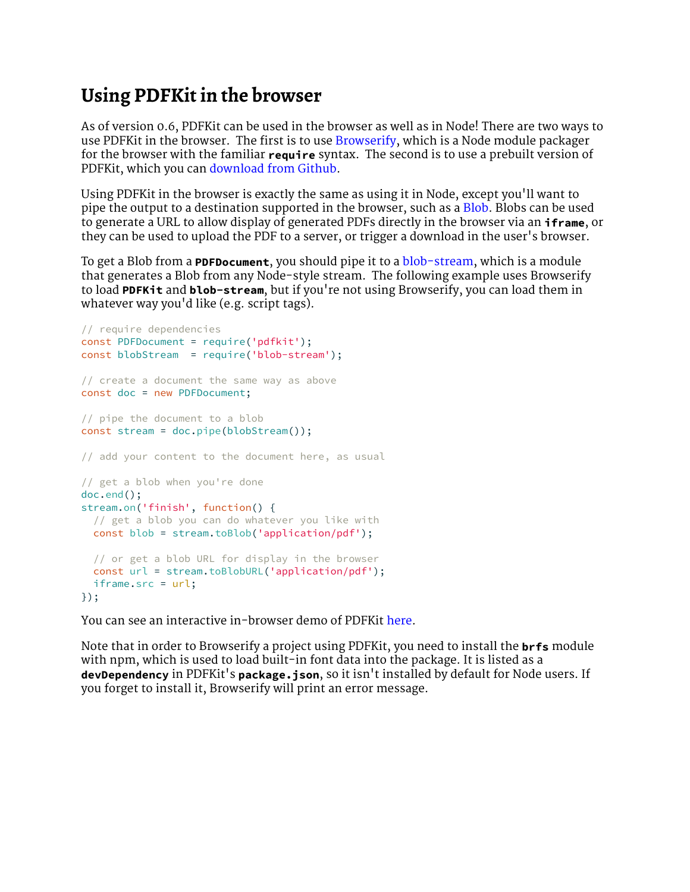# Using PDFKit in the browser

As of version 0.6, PDFKit can be used in the browser as well as in Node! There are two ways to use PDFKit in the browser. The first is to use Browserify, which is a Node module packager for the browser with the familiar **`require`** syntax. The second is to use a prebuilt version of PDFKit, which you can download from Github.

Using PDFKit in the browser is exactly the same as using it in Node, except you'll want to pipe the output to a destination supported in the browser, such as a Blob. Blobs can be used to generate a URL to allow display of generated PDFs directly in the browser via an **`iframe`**, or they can be used to upload the PDF to a server, or trigger a download in the user's browser.

To get a Blob from a **`PDFDocument`**, you should pipe it to a blob-stream, which is a module that generates a Blob from any Node-style stream. The following example uses Browserify to load **`PDFKit`** and **`blob-stream`**, but if you're not using Browserify, you can load them in whatever way you'd like (e.g. script tags).

```
// require dependencies
const PDFDocument = require('pdfkit');
const blobStream  = require('blob-stream');

// create a document the same way as above
const doc = new PDFDocument;

// pipe the document to a blob
const stream = doc.pipe(blobStream());

// add your content to the document here, as usual

// get a blob when you're done
doc.end();
stream.on('finish', function() {
  // get a blob you can do whatever you like with
  const blob = stream.toBlob('application/pdf');

  // or get a blob URL for display in the browser
  const url = stream.toBlobURL('application/pdf');
  iframe.src = url;
});
```

You can see an interactive in-browser demo of PDFKit here.

Note that in order to Browserify a project using PDFKit, you need to install the **`brfs`** module with npm, which is used to load built-in font data into the package. It is listed as a **`devDependency`** in PDFKit's **`package.json`**, so it isn't installed by default for Node users. If you forget to install it, Browserify will print an error message.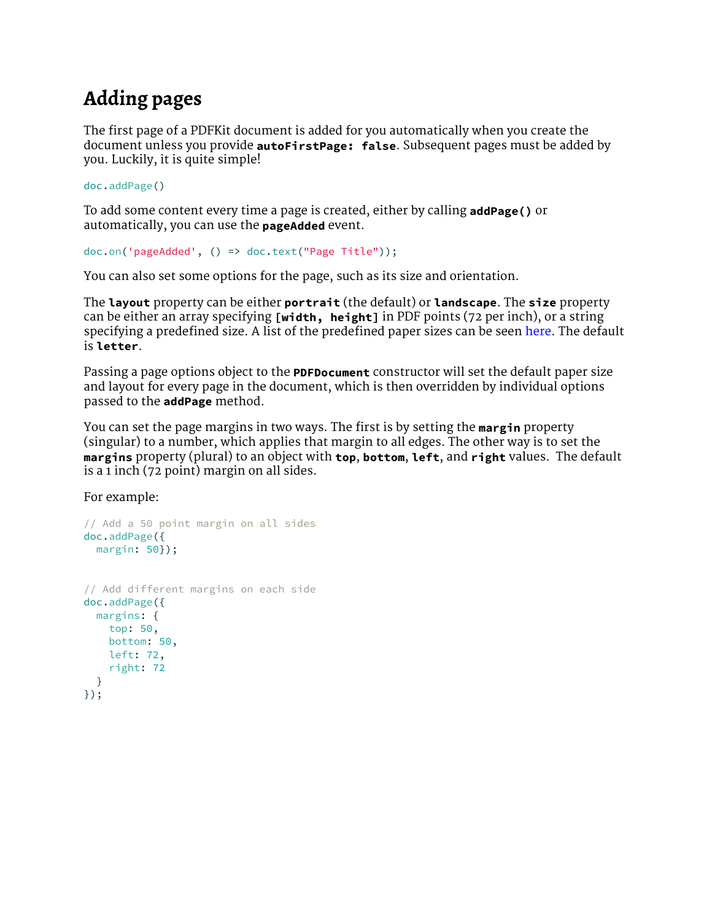# Adding pages

The first page of a PDFKit document is added for you automatically when you create the document unless you provide **`autoFirstPage: false`**. Subsequent pages must be added by you. Luckily, it is quite simple!

```
doc.addPage()
```

To add some content every time a page is created, either by calling **`addPage()`** or automatically, you can use the **`pageAdded`** event.

```
doc.on('pageAdded', () => doc.text("Page Title"));
```

You can also set some options for the page, such as its size and orientation.

The **`layout`** property can be either **`portrait`** (the default) or **`landscape`**. The **`size`** property can be either an array specifying **`[width, height]`** in PDF points (72 per inch), or a string specifying a predefined size. A list of the predefined paper sizes can be seen here. The default is **`letter`**.

Passing a page options object to the **`PDFDocument`** constructor will set the default paper size and layout for every page in the document, which is then overridden by individual options passed to the **`addPage`** method.

You can set the page margins in two ways. The first is by setting the **`margin`** property (singular) to a number, which applies that margin to all edges. The other way is to set the **`margins`** property (plural) to an object with **`top`**, **`bottom`**, **`left`**, and **`right`** values. The default is a 1 inch (72 point) margin on all sides.

For example:

```
// Add a 50 point margin on all sides
doc.addPage({
  margin: 50});


// Add different margins on each side
doc.addPage({
  margins: {
    top: 50,
    bottom: 50,
    left: 72,
    right: 72
  }
});
```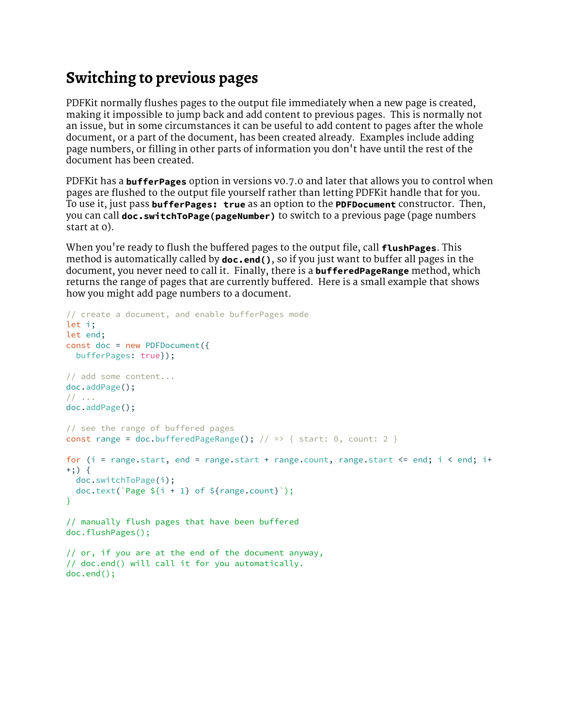# Switching to previous pages

PDFKit normally flushes pages to the output file immediately when a new page is created, making it impossible to jump back and add content to previous pages. This is normally not an issue, but in some circumstances it can be useful to add content to pages after the whole document, or a part of the document, has been created already. Examples include adding page numbers, or filling in other parts of information you don't have until the rest of the document has been created.

PDFKit has a **`bufferPages`** option in versions v0.7.0 and later that allows you to control when pages are flushed to the output file yourself rather than letting PDFKit handle that for you. To use it, just pass **`bufferPages: true`** as an option to the **`PDFDocument`** constructor. Then, you can call **`doc.switchToPage(pageNumber)`** to switch to a previous page (page numbers start at 0).

When you're ready to flush the buffered pages to the output file, call **`flushPages`**. This method is automatically called by **`doc.end()`**, so if you just want to buffer all pages in the document, you never need to call it. Finally, there is a **`bufferedPageRange`** method, which returns the range of pages that are currently buffered. Here is a small example that shows how you might add page numbers to a document.

```
// create a document, and enable bufferPages mode
let i;
let end;
const doc = new PDFDocument({
  bufferPages: true});

// add some content...
doc.addPage();
// ...
doc.addPage();

// see the range of buffered pages
const range = doc.bufferedPageRange(); // => { start: 0, count: 2 }

for (i = range.start, end = range.start + range.count, range.start <= end; i < end; i++;) {
  doc.switchToPage(i);
  doc.text(`Page ${i + 1} of ${range.count}`);
}

// manually flush pages that have been buffered
doc.flushPages();

// or, if you are at the end of the document anyway,
// doc.end() will call it for you automatically.
doc.end();
```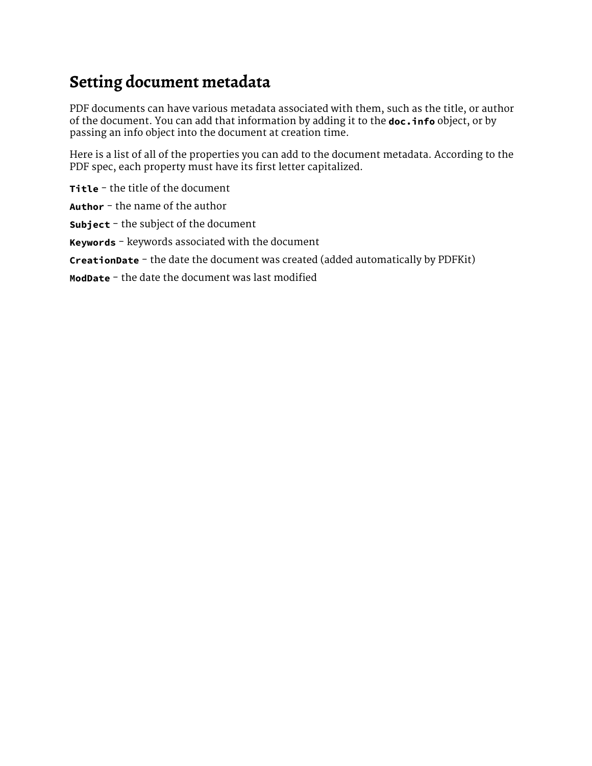## Setting document metadata

PDF documents can have various metadata associated with them, such as the title, or author of the document. You can add that information by adding it to the `doc.info` object, or by passing an info object into the document at creation time.

Here is a list of all of the properties you can add to the document metadata. According to the PDF spec, each property must have its first letter capitalized.

`Title` - the title of the document

`Author` - the name of the author

`Subject` - the subject of the document

`Keywords` - keywords associated with the document

`CreationDate` - the date the document was created (added automatically by PDFKit)

`ModDate` - the date the document was last modified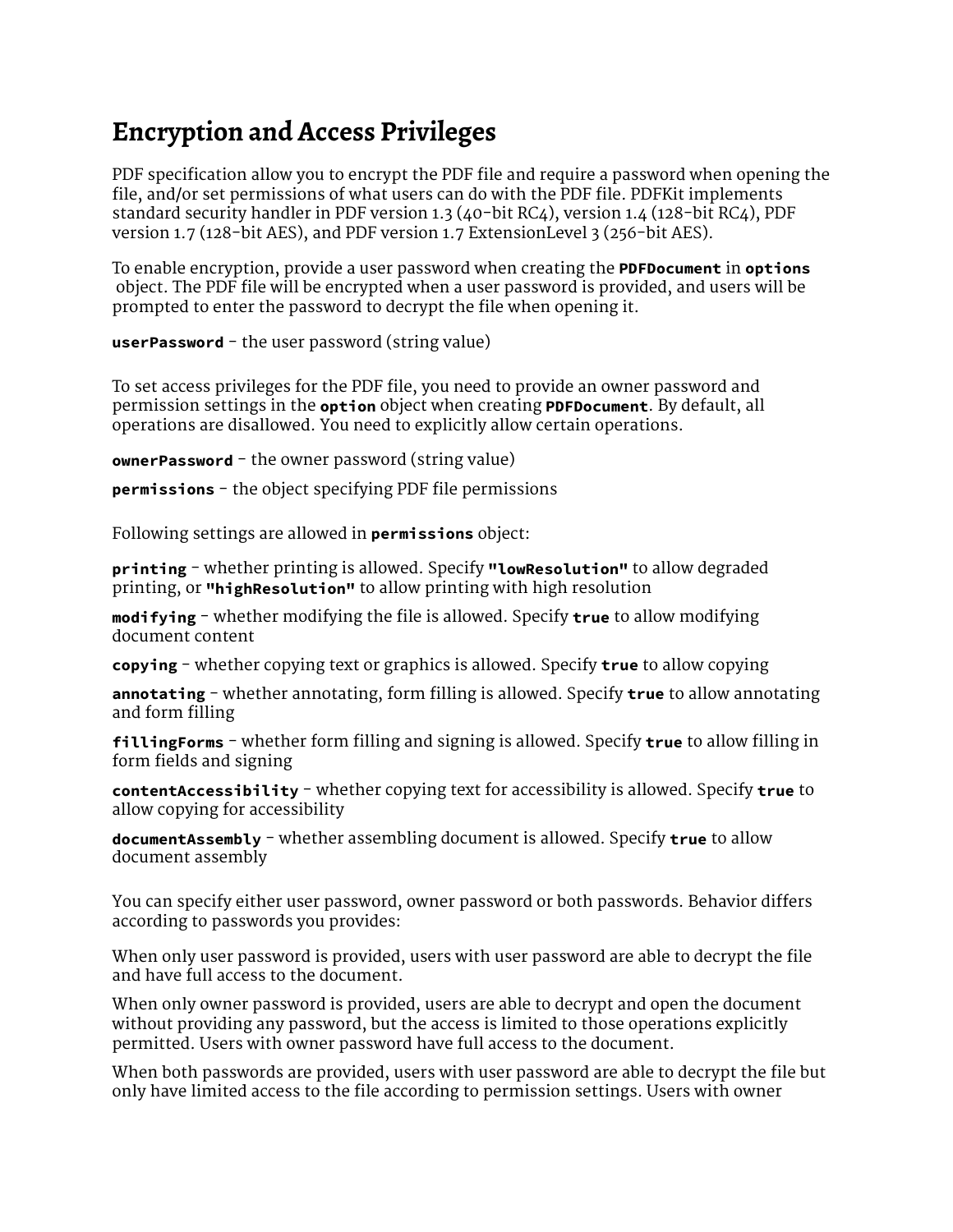# Encryption and Access Privileges

PDF specification allow you to encrypt the PDF file and require a password when opening the file, and/or set permissions of what users can do with the PDF file. PDFKit implements standard security handler in PDF version 1.3 (40-bit RC4), version 1.4 (128-bit RC4), PDF version 1.7 (128-bit AES), and PDF version 1.7 ExtensionLevel 3 (256-bit AES).

To enable encryption, provide a user password when creating the `PDFDocument` in `options` object. The PDF file will be encrypted when a user password is provided, and users will be prompted to enter the password to decrypt the file when opening it.

`userPassword` - the user password (string value)

To set access privileges for the PDF file, you need to provide an owner password and permission settings in the `option` object when creating `PDFDocument`. By default, all operations are disallowed. You need to explicitly allow certain operations.

`ownerPassword` - the owner password (string value)

`permissions` - the object specifying PDF file permissions

Following settings are allowed in `permissions` object:

`printing` - whether printing is allowed. Specify `"lowResolution"` to allow degraded printing, or `"highResolution"` to allow printing with high resolution

`modifying` - whether modifying the file is allowed. Specify `true` to allow modifying document content

`copying` - whether copying text or graphics is allowed. Specify `true` to allow copying

`annotating` - whether annotating, form filling is allowed. Specify `true` to allow annotating and form filling

`fillingForms` - whether form filling and signing is allowed. Specify `true` to allow filling in form fields and signing

`contentAccessibility` - whether copying text for accessibility is allowed. Specify `true` to allow copying for accessibility

`documentAssembly` - whether assembling document is allowed. Specify `true` to allow document assembly

You can specify either user password, owner password or both passwords. Behavior differs according to passwords you provides:

When only user password is provided, users with user password are able to decrypt the file and have full access to the document.

When only owner password is provided, users are able to decrypt and open the document without providing any password, but the access is limited to those operations explicitly permitted. Users with owner password have full access to the document.

When both passwords are provided, users with user password are able to decrypt the file but only have limited access to the file according to permission settings. Users with owner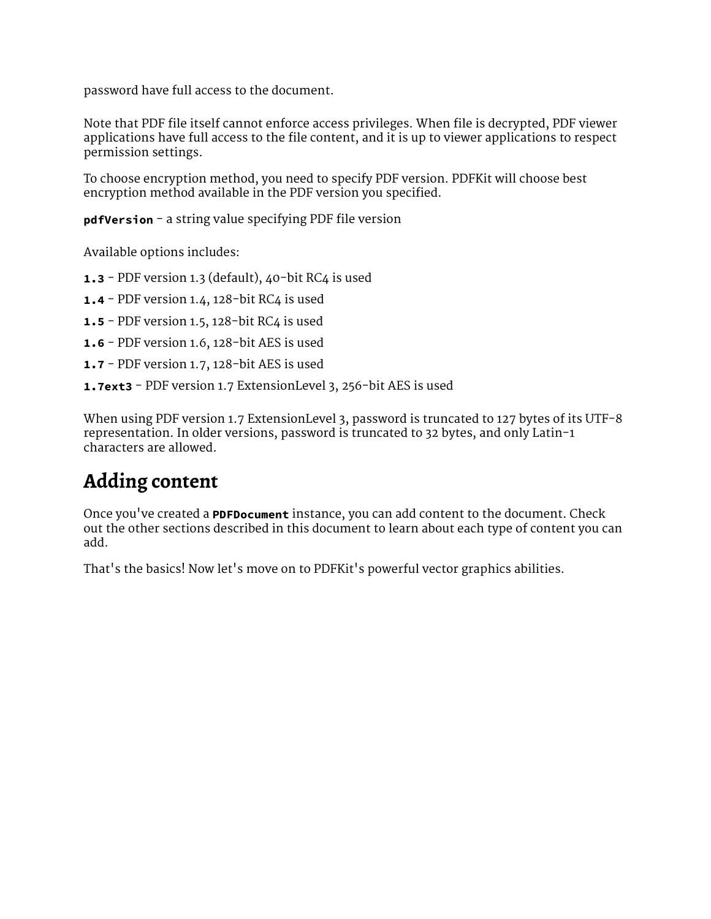password have full access to the document.

Note that PDF file itself cannot enforce access privileges. When file is decrypted, PDF viewer applications have full access to the file content, and it is up to viewer applications to respect permission settings.

To choose encryption method, you need to specify PDF version. PDFKit will choose best encryption method available in the PDF version you specified.

**`pdfVersion`** - a string value specifying PDF file version

Available options includes:

**`1.3`** - PDF version 1.3 (default), 40-bit RC4 is used

**`1.4`** - PDF version 1.4, 128-bit RC4 is used

**`1.5`** - PDF version 1.5, 128-bit RC4 is used

**`1.6`** - PDF version 1.6, 128-bit AES is used

**`1.7`** - PDF version 1.7, 128-bit AES is used

**`1.7ext3`** - PDF version 1.7 ExtensionLevel 3, 256-bit AES is used

When using PDF version 1.7 ExtensionLevel 3, password is truncated to 127 bytes of its UTF-8 representation. In older versions, password is truncated to 32 bytes, and only Latin-1 characters are allowed.

## Adding content

Once you've created a **`PDFDocument`** instance, you can add content to the document. Check out the other sections described in this document to learn about each type of content you can add.

That's the basics! Now let's move on to PDFKit's powerful vector graphics abilities.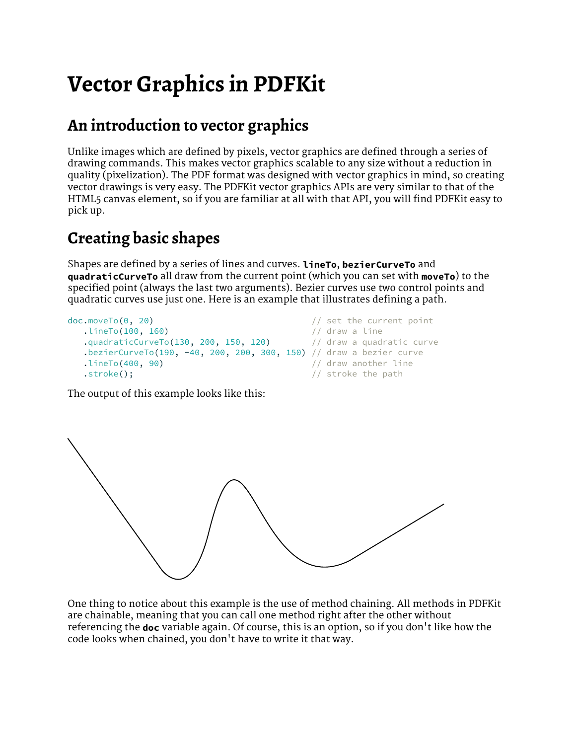# Vector Graphics in PDFKit

## An introduction to vector graphics

Unlike images which are defined by pixels, vector graphics are defined through a series of drawing commands. This makes vector graphics scalable to any size without a reduction in quality (pixelization). The PDF format was designed with vector graphics in mind, so creating vector drawings is very easy. The PDFKit vector graphics APIs are very similar to that of the HTML5 canvas element, so if you are familiar at all with that API, you will find PDFKit easy to pick up.

## Creating basic shapes

Shapes are defined by a series of lines and curves. **`lineTo`**, **`bezierCurveTo`** and **`quadraticCurveTo`** all draw from the current point (which you can set with **`moveTo`**) to the specified point (always the last two arguments). Bezier curves use two control points and quadratic curves use just one. Here is an example that illustrates defining a path.

```
doc.moveTo(0, 20)                              // set the current point
   .lineTo(100, 160)                           // draw a line
   .quadraticCurveTo(130, 200, 150, 120)       // draw a quadratic curve
   .bezierCurveTo(190, -40, 200, 200, 300, 150) // draw a bezier curve
   .lineTo(400, 90)                            // draw another line
   .stroke();                                  // stroke the path
```

The output of this example looks like this:

One thing to notice about this example is the use of method chaining. All methods in PDFKit are chainable, meaning that you can call one method right after the other without referencing the **`doc`** variable again. Of course, this is an option, so if you don't like how the code looks when chained, you don't have to write it that way.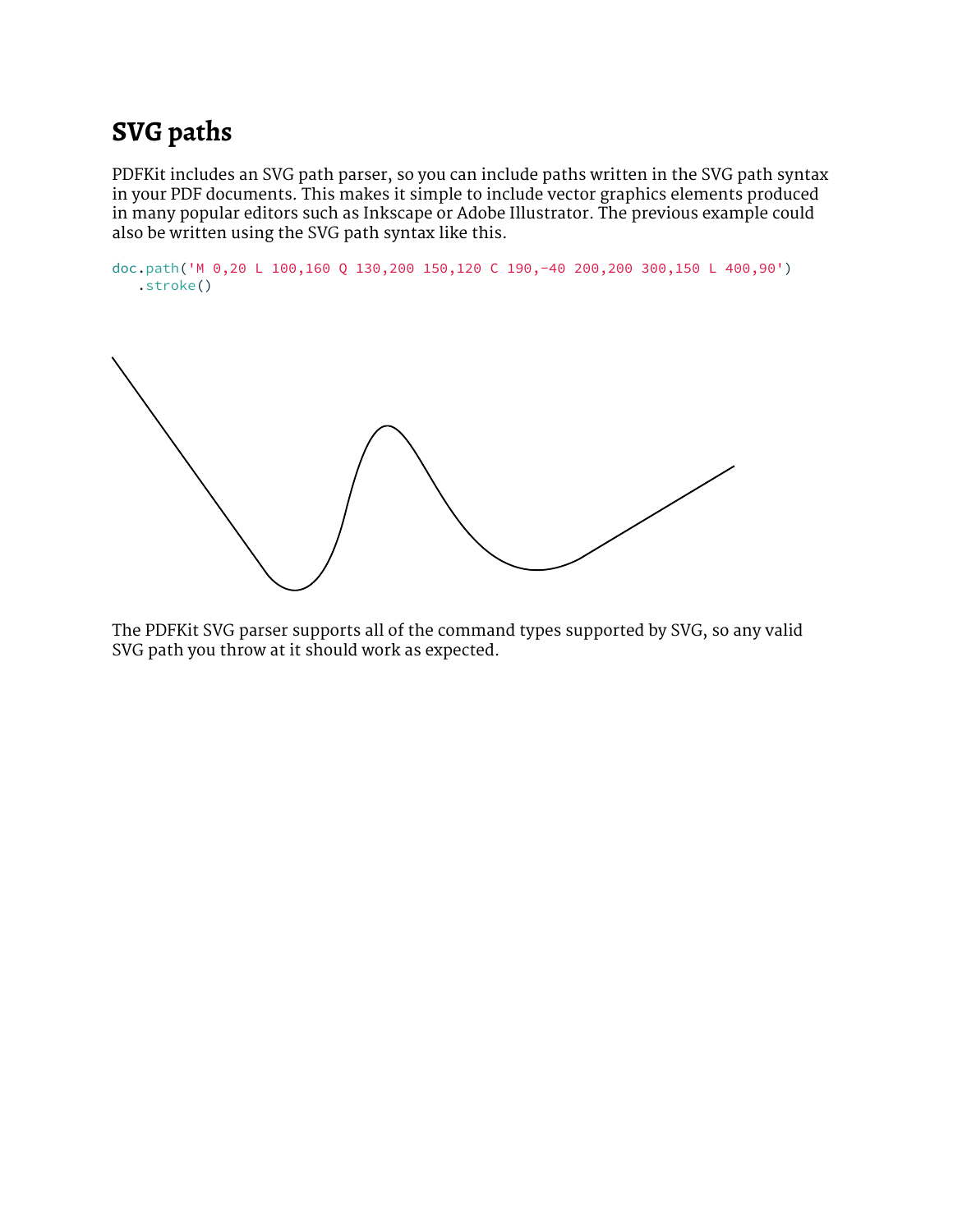## SVG paths

PDFKit includes an SVG path parser, so you can include paths written in the SVG path syntax in your PDF documents. This makes it simple to include vector graphics elements produced in many popular editors such as Inkscape or Adobe Illustrator. The previous example could also be written using the SVG path syntax like this.

```
doc.path('M 0,20 L 100,160 Q 130,200 150,120 C 190,-40 200,200 300,150 L 400,90')
   .stroke()
```

The PDFKit SVG parser supports all of the command types supported by SVG, so any valid SVG path you throw at it should work as expected.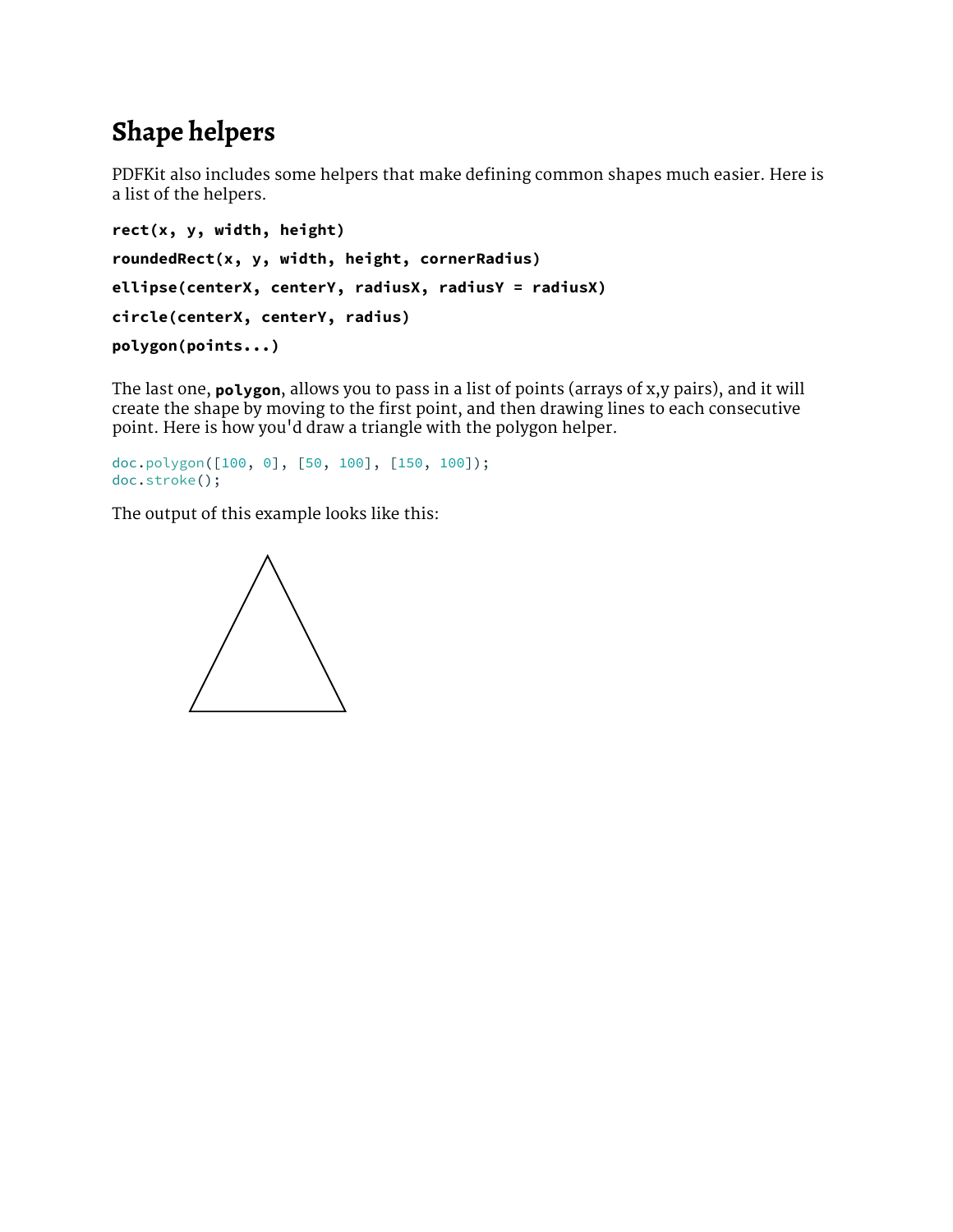## Shape helpers

PDFKit also includes some helpers that make defining common shapes much easier. Here is a list of the helpers.

**`rect(x, y, width, height)`**

**`roundedRect(x, y, width, height, cornerRadius)`**

**`ellipse(centerX, centerY, radiusX, radiusY = radiusX)`**

**`circle(centerX, centerY, radius)`**

**`polygon(points...)`**

The last one, **`polygon`**, allows you to pass in a list of points (arrays of x,y pairs), and it will create the shape by moving to the first point, and then drawing lines to each consecutive point. Here is how you'd draw a triangle with the polygon helper.

```
doc.polygon([100, 0], [50, 100], [150, 100]);
doc.stroke();
```

The output of this example looks like this: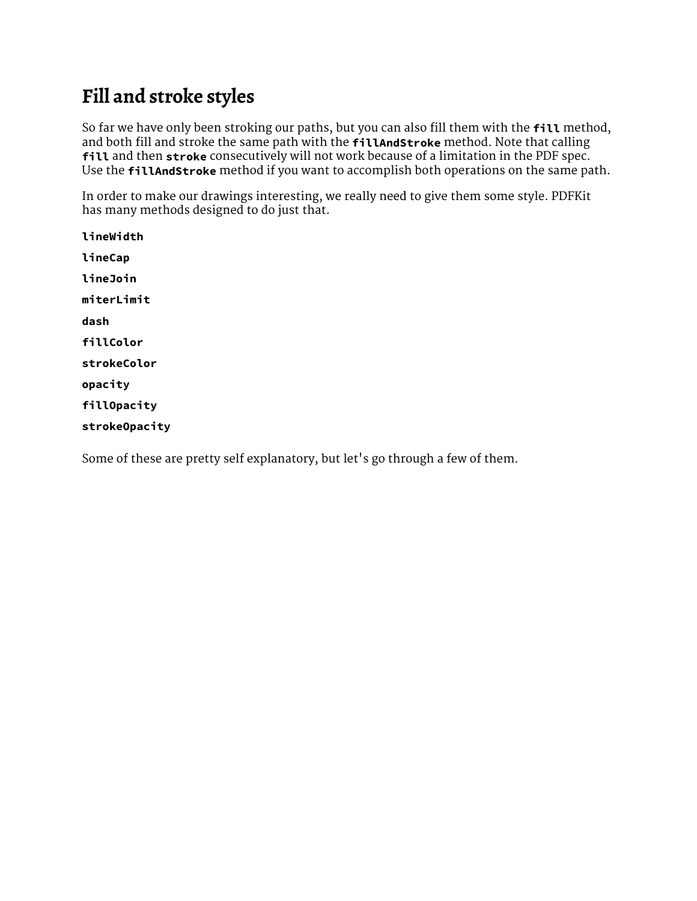# Fill and stroke styles

So far we have only been stroking our paths, but you can also fill them with the `fill` method, and both fill and stroke the same path with the `fillAndStroke` method. Note that calling `fill` and then `stroke` consecutively will not work because of a limitation in the PDF spec. Use the `fillAndStroke` method if you want to accomplish both operations on the same path.

In order to make our drawings interesting, we really need to give them some style. PDFKit has many methods designed to do just that.

`lineWidth`

`lineCap`

`lineJoin`

`miterLimit`

`dash`

`fillColor`

`strokeColor`

`opacity`

`fillOpacity`

`strokeOpacity`

Some of these are pretty self explanatory, but let's go through a few of them.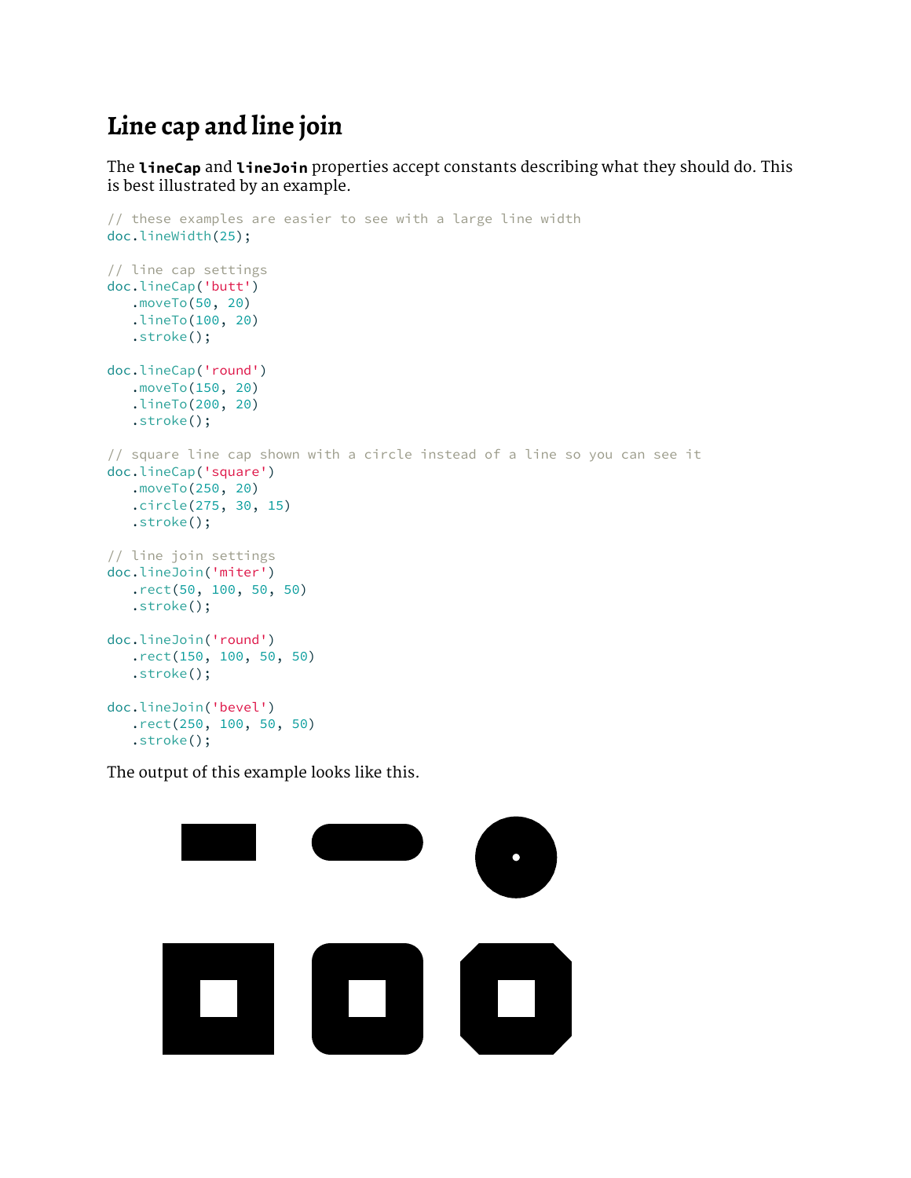# Line cap and line join

The **lineCap** and **lineJoin** properties accept constants describing what they should do. This is best illustrated by an example.

```
// these examples are easier to see with a large line width
doc.lineWidth(25);

// line cap settings
doc.lineCap('butt')
   .moveTo(50, 20)
   .lineTo(100, 20)
   .stroke();

doc.lineCap('round')
   .moveTo(150, 20)
   .lineTo(200, 20)
   .stroke();

// square line cap shown with a circle instead of a line so you can see it
doc.lineCap('square')
   .moveTo(250, 20)
   .circle(275, 30, 15)
   .stroke();

// line join settings
doc.lineJoin('miter')
   .rect(50, 100, 50, 50)
   .stroke();

doc.lineJoin('round')
   .rect(150, 100, 50, 50)
   .stroke();

doc.lineJoin('bevel')
   .rect(250, 100, 50, 50)
   .stroke();
```

The output of this example looks like this.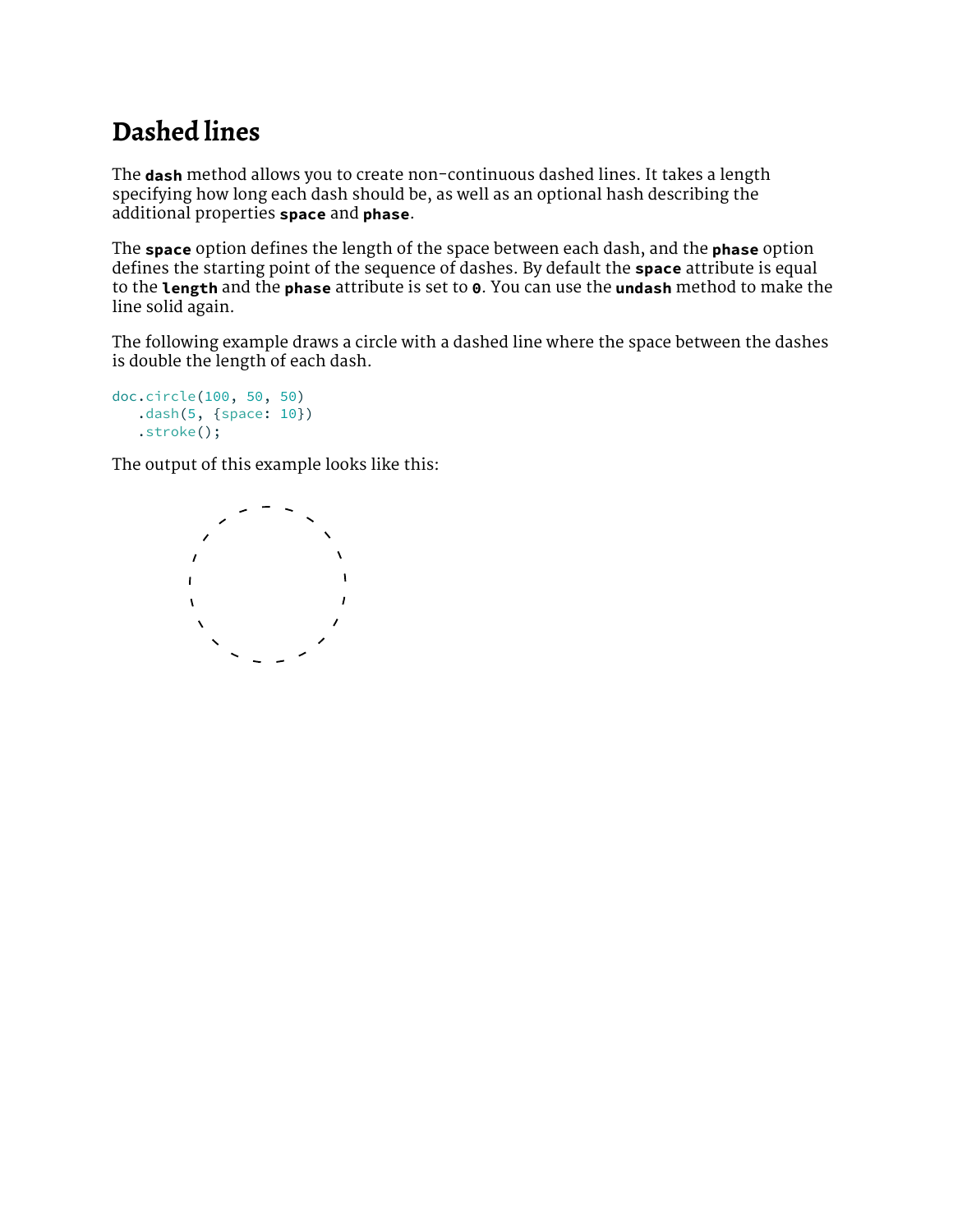## Dashed lines

The **`dash`** method allows you to create non-continuous dashed lines. It takes a length specifying how long each dash should be, as well as an optional hash describing the additional properties **`space`** and **`phase`**.

The **`space`** option defines the length of the space between each dash, and the **`phase`** option defines the starting point of the sequence of dashes. By default the **`space`** attribute is equal to the **`length`** and the **`phase`** attribute is set to **`0`**. You can use the **`undash`** method to make the line solid again.

The following example draws a circle with a dashed line where the space between the dashes is double the length of each dash.

```
doc.circle(100, 50, 50)
   .dash(5, {space: 10})
   .stroke();
```

The output of this example looks like this: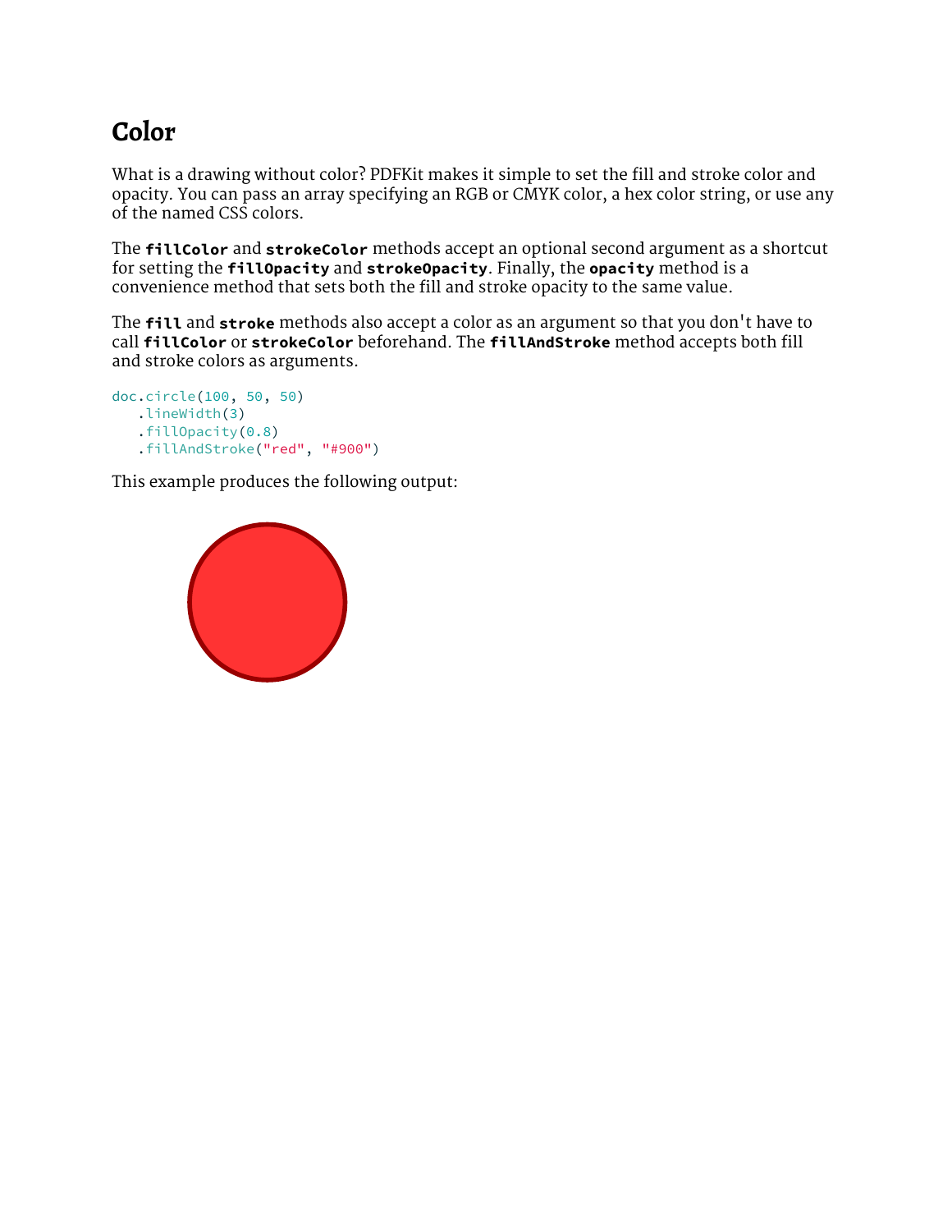# Color

What is a drawing without color? PDFKit makes it simple to set the fill and stroke color and opacity. You can pass an array specifying an RGB or CMYK color, a hex color string, or use any of the named CSS colors.

The **fillColor** and **strokeColor** methods accept an optional second argument as a shortcut for setting the **fillOpacity** and **strokeOpacity**. Finally, the **opacity** method is a convenience method that sets both the fill and stroke opacity to the same value.

The **fill** and **stroke** methods also accept a color as an argument so that you don't have to call **fillColor** or **strokeColor** beforehand. The **fillAndStroke** method accepts both fill and stroke colors as arguments.

```
doc.circle(100, 50, 50)
   .lineWidth(3)
   .fillOpacity(0.8)
   .fillAndStroke("red", "#900")
```

This example produces the following output: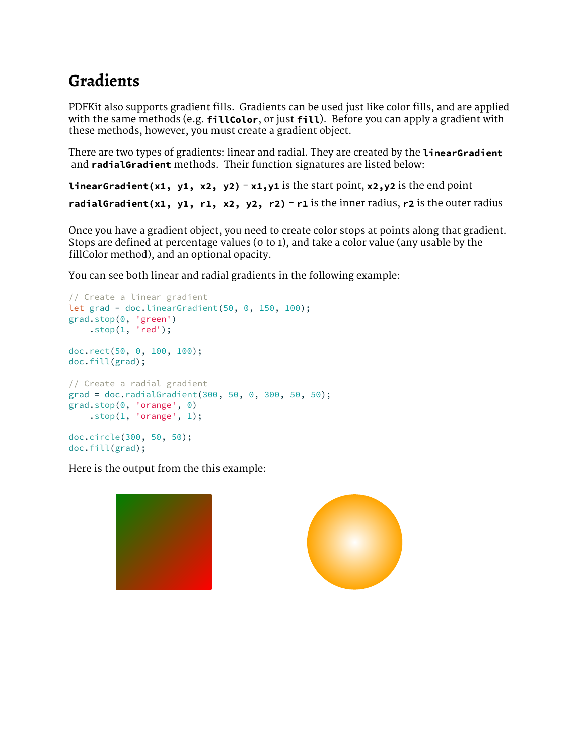# Gradients

PDFKit also supports gradient fills. Gradients can be used just like color fills, and are applied with the same methods (e.g. **`fillColor`**, or just **`fill`**). Before you can apply a gradient with these methods, however, you must create a gradient object.

There are two types of gradients: linear and radial. They are created by the **`linearGradient`** and **`radialGradient`** methods. Their function signatures are listed below:

**`linearGradient(x1, y1, x2, y2)`** - **`x1,y1`** is the start point, **`x2,y2`** is the end point

**`radialGradient(x1, y1, r1, x2, y2, r2)`** - **`r1`** is the inner radius, **`r2`** is the outer radius

Once you have a gradient object, you need to create color stops at points along that gradient. Stops are defined at percentage values (0 to 1), and take a color value (any usable by the fillColor method), and an optional opacity.

You can see both linear and radial gradients in the following example:

```
// Create a linear gradient
let grad = doc.linearGradient(50, 0, 150, 100);
grad.stop(0, 'green')
    .stop(1, 'red');

doc.rect(50, 0, 100, 100);
doc.fill(grad);

// Create a radial gradient
grad = doc.radialGradient(300, 50, 0, 300, 50, 50);
grad.stop(0, 'orange', 0)
    .stop(1, 'orange', 1);

doc.circle(300, 50, 50);
doc.fill(grad);
```

Here is the output from the this example: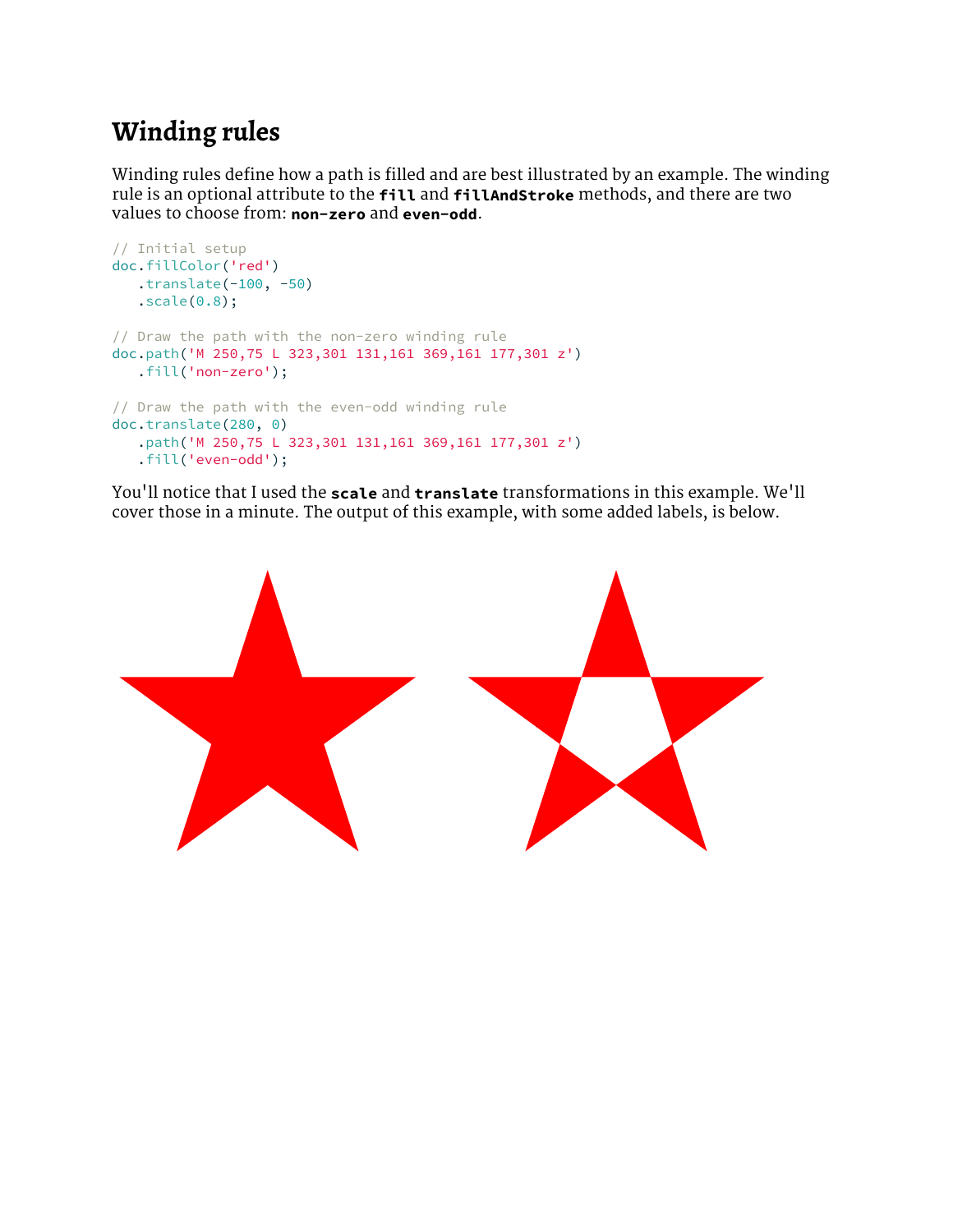# Winding rules

Winding rules define how a path is filled and are best illustrated by an example. The winding rule is an optional attribute to the **`fill`** and **`fillAndStroke`** methods, and there are two values to choose from: **`non-zero`** and **`even-odd`**.

```
// Initial setup
doc.fillColor('red')
   .translate(-100, -50)
   .scale(0.8);

// Draw the path with the non-zero winding rule
doc.path('M 250,75 L 323,301 131,161 369,161 177,301 z')
   .fill('non-zero');

// Draw the path with the even-odd winding rule
doc.translate(280, 0)
   .path('M 250,75 L 323,301 131,161 369,161 177,301 z')
   .fill('even-odd');
```

You'll notice that I used the **`scale`** and **`translate`** transformations in this example. We'll cover those in a minute. The output of this example, with some added labels, is below.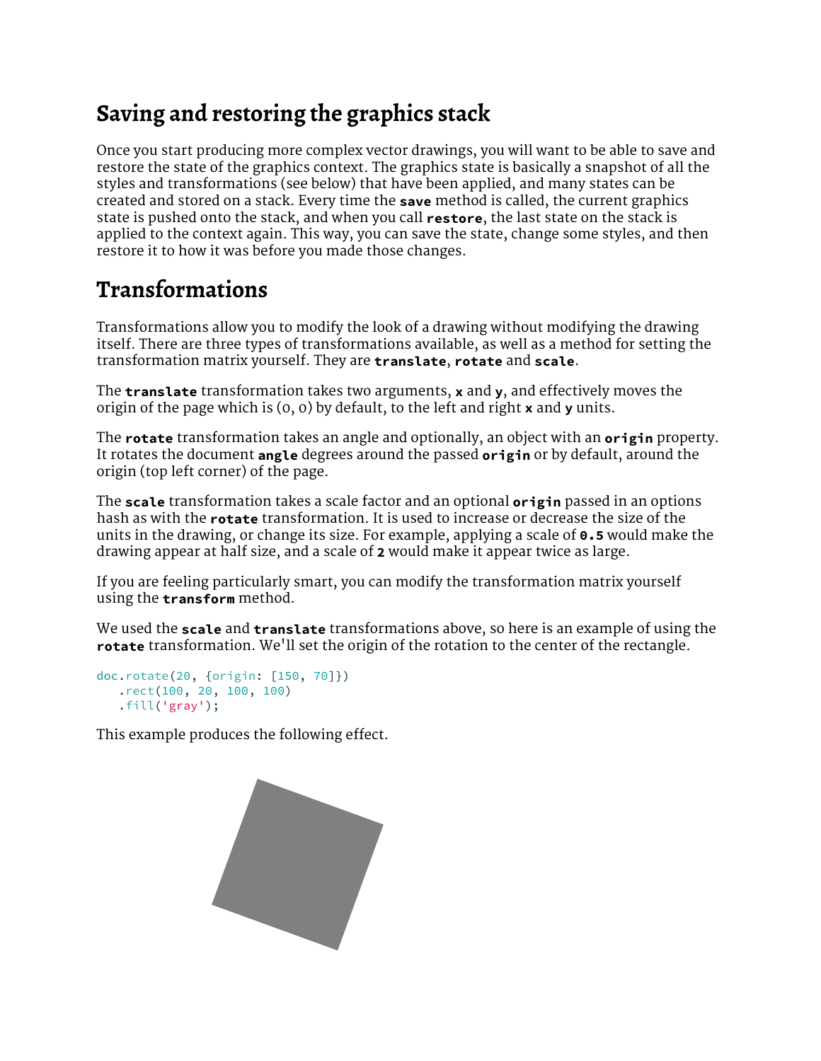## Saving and restoring the graphics stack

Once you start producing more complex vector drawings, you will want to be able to save and restore the state of the graphics context. The graphics state is basically a snapshot of all the styles and transformations (see below) that have been applied, and many states can be created and stored on a stack. Every time the **save** method is called, the current graphics state is pushed onto the stack, and when you call **restore**, the last state on the stack is applied to the context again. This way, you can save the state, change some styles, and then restore it to how it was before you made those changes.

## Transformations

Transformations allow you to modify the look of a drawing without modifying the drawing itself. There are three types of transformations available, as well as a method for setting the transformation matrix yourself. They are **translate**, **rotate** and **scale**.

The **translate** transformation takes two arguments, **x** and **y**, and effectively moves the origin of the page which is (0, 0) by default, to the left and right **x** and **y** units.

The **rotate** transformation takes an angle and optionally, an object with an **origin** property. It rotates the document **angle** degrees around the passed **origin** or by default, around the origin (top left corner) of the page.

The **scale** transformation takes a scale factor and an optional **origin** passed in an options hash as with the **rotate** transformation. It is used to increase or decrease the size of the units in the drawing, or change its size. For example, applying a scale of **0.5** would make the drawing appear at half size, and a scale of **2** would make it appear twice as large.

If you are feeling particularly smart, you can modify the transformation matrix yourself using the **transform** method.

We used the **scale** and **translate** transformations above, so here is an example of using the **rotate** transformation. We'll set the origin of the rotation to the center of the rectangle.

```
doc.rotate(20, {origin: [150, 70]})
   .rect(100, 20, 100, 100)
   .fill('gray');
```

This example produces the following effect.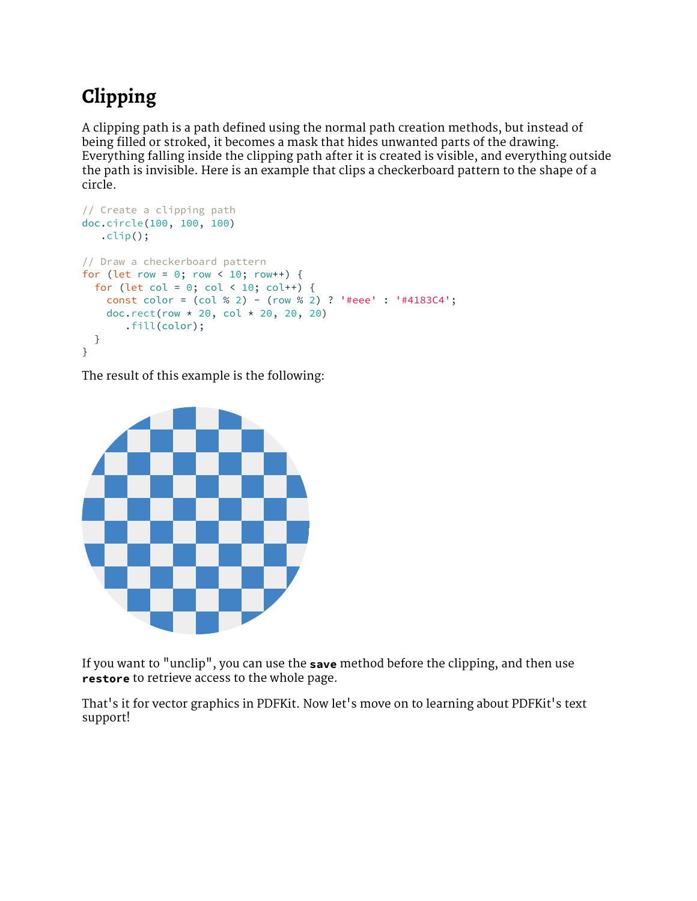# Clipping

A clipping path is a path defined using the normal path creation methods, but instead of being filled or stroked, it becomes a mask that hides unwanted parts of the drawing. Everything falling inside the clipping path after it is created is visible, and everything outside the path is invisible. Here is an example that clips a checkerboard pattern to the shape of a circle.

```
// Create a clipping path
doc.circle(100, 100, 100)
   .clip();

// Draw a checkerboard pattern
for (let row = 0; row < 10; row++) {
  for (let col = 0; col < 10; col++) {
    const color = (col % 2) - (row % 2) ? '#eee' : '#4183C4';
    doc.rect(row * 20, col * 20, 20, 20)
       .fill(color);
  }
}
```

The result of this example is the following:

If you want to "unclip", you can use the **save** method before the clipping, and then use **restore** to retrieve access to the whole page.

That's it for vector graphics in PDFKit. Now let's move on to learning about PDFKit's text support!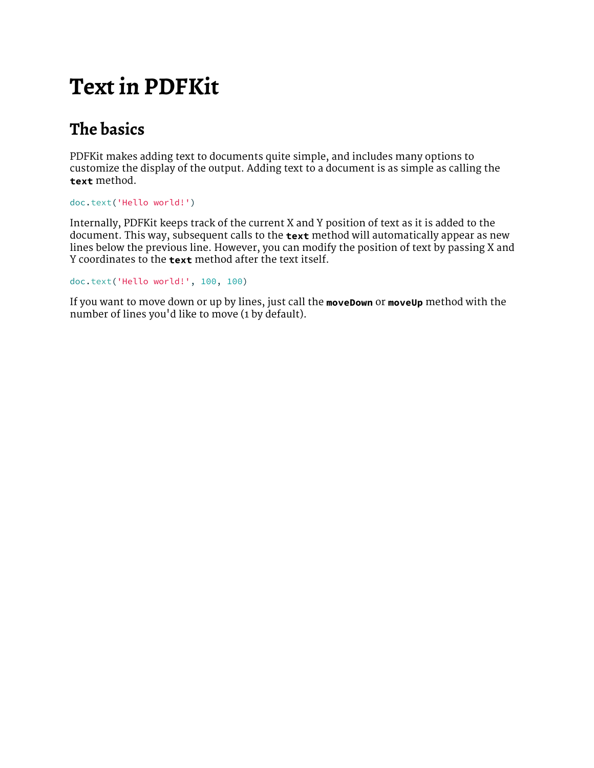# Text in PDFKit

## The basics

PDFKit makes adding text to documents quite simple, and includes many options to customize the display of the output. Adding text to a document is as simple as calling the `text` method.

```
doc.text('Hello world!')
```

Internally, PDFKit keeps track of the current X and Y position of text as it is added to the document. This way, subsequent calls to the `text` method will automatically appear as new lines below the previous line. However, you can modify the position of text by passing X and Y coordinates to the `text` method after the text itself.

```
doc.text('Hello world!', 100, 100)
```

If you want to move down or up by lines, just call the `moveDown` or `moveUp` method with the number of lines you'd like to move (1 by default).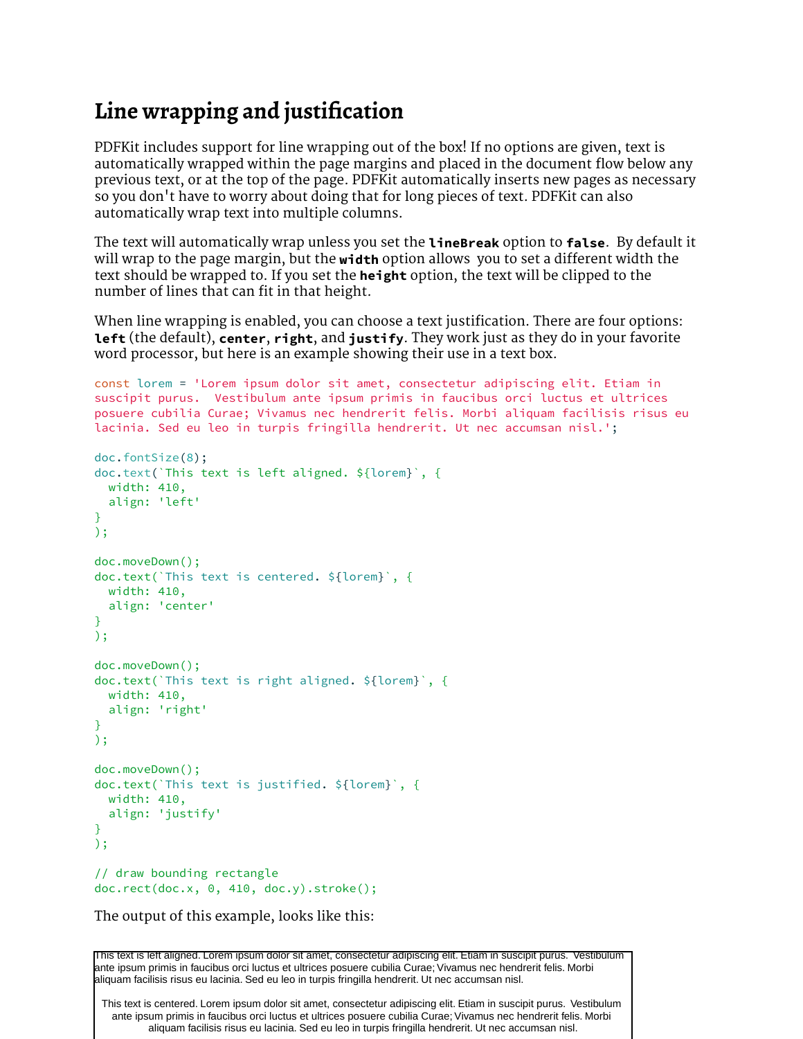# Line wrapping and justification

PDFKit includes support for line wrapping out of the box! If no options are given, text is automatically wrapped within the page margins and placed in the document flow below any previous text, or at the top of the page. PDFKit automatically inserts new pages as necessary so you don't have to worry about doing that for long pieces of text. PDFKit can also automatically wrap text into multiple columns.

The text will automatically wrap unless you set the **`lineBreak`** option to **`false`**. By default it will wrap to the page margin, but the **`width`** option allows you to set a different width the text should be wrapped to. If you set the **`height`** option, the text will be clipped to the number of lines that can fit in that height.

When line wrapping is enabled, you can choose a text justification. There are four options: **`left`** (the default), **`center`**, **`right`**, and **`justify`**. They work just as they do in your favorite word processor, but here is an example showing their use in a text box.

```
const lorem = 'Lorem ipsum dolor sit amet, consectetur adipiscing elit. Etiam in suscipit purus.  Vestibulum ante ipsum primis in faucibus orci luctus et ultrices posuere cubilia Curae; Vivamus nec hendrerit felis. Morbi aliquam facilisis risus eu lacinia. Sed eu leo in turpis fringilla hendrerit. Ut nec accumsan nisl.';

doc.fontSize(8);
doc.text(`This text is left aligned. ${lorem}`, {
  width: 410,
  align: 'left'
}
);

doc.moveDown();
doc.text(`This text is centered. ${lorem}`, {
  width: 410,
  align: 'center'
}
);

doc.moveDown();
doc.text(`This text is right aligned. ${lorem}`, {
  width: 410,
  align: 'right'
}
);

doc.moveDown();
doc.text(`This text is justified. ${lorem}`, {
  width: 410,
  align: 'justify'
}
);

// draw bounding rectangle
doc.rect(doc.x, 0, 410, doc.y).stroke();
```

The output of this example, looks like this:

This text is left aligned. Lorem ipsum dolor sit amet, consectetur adipiscing elit. Etiam in suscipit purus. Vestibulum ante ipsum primis in faucibus orci luctus et ultrices posuere cubilia Curae; Vivamus nec hendrerit felis. Morbi aliquam facilisis risus eu lacinia. Sed eu leo in turpis fringilla hendrerit. Ut nec accumsan nisl.

This text is centered. Lorem ipsum dolor sit amet, consectetur adipiscing elit. Etiam in suscipit purus. Vestibulum ante ipsum primis in faucibus orci luctus et ultrices posuere cubilia Curae; Vivamus nec hendrerit felis. Morbi aliquam facilisis risus eu lacinia. Sed eu leo in turpis fringilla hendrerit. Ut nec accumsan nisl.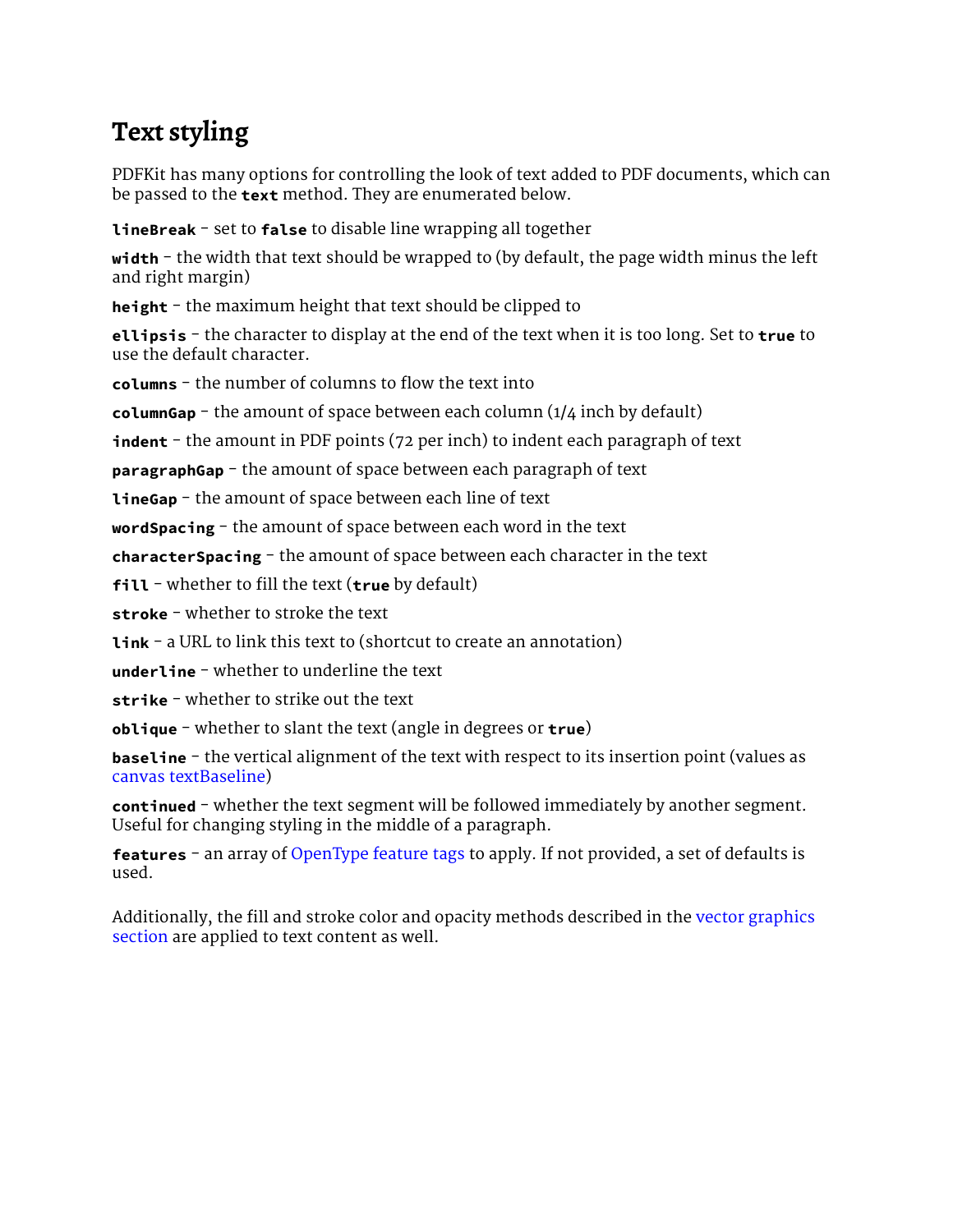# Text styling

PDFKit has many options for controlling the look of text added to PDF documents, which can be passed to the `text` method. They are enumerated below.

`lineBreak` - set to `false` to disable line wrapping all together

`width` - the width that text should be wrapped to (by default, the page width minus the left and right margin)

`height` - the maximum height that text should be clipped to

`ellipsis` - the character to display at the end of the text when it is too long. Set to `true` to use the default character.

`columns` - the number of columns to flow the text into

`columnGap` - the amount of space between each column (1/4 inch by default)

`indent` - the amount in PDF points (72 per inch) to indent each paragraph of text

`paragraphGap` - the amount of space between each paragraph of text

`lineGap` - the amount of space between each line of text

`wordSpacing` - the amount of space between each word in the text

`characterSpacing` - the amount of space between each character in the text

`fill` - whether to fill the text (`true` by default)

`stroke` - whether to stroke the text

`link` - a URL to link this text to (shortcut to create an annotation)

`underline` - whether to underline the text

`strike` - whether to strike out the text

`oblique` - whether to slant the text (angle in degrees or `true`)

`baseline` - the vertical alignment of the text with respect to its insertion point (values as canvas textBaseline)

`continued` - whether the text segment will be followed immediately by another segment. Useful for changing styling in the middle of a paragraph.

`features` - an array of OpenType feature tags to apply. If not provided, a set of defaults is used.

Additionally, the fill and stroke color and opacity methods described in the vector graphics section are applied to text content as well.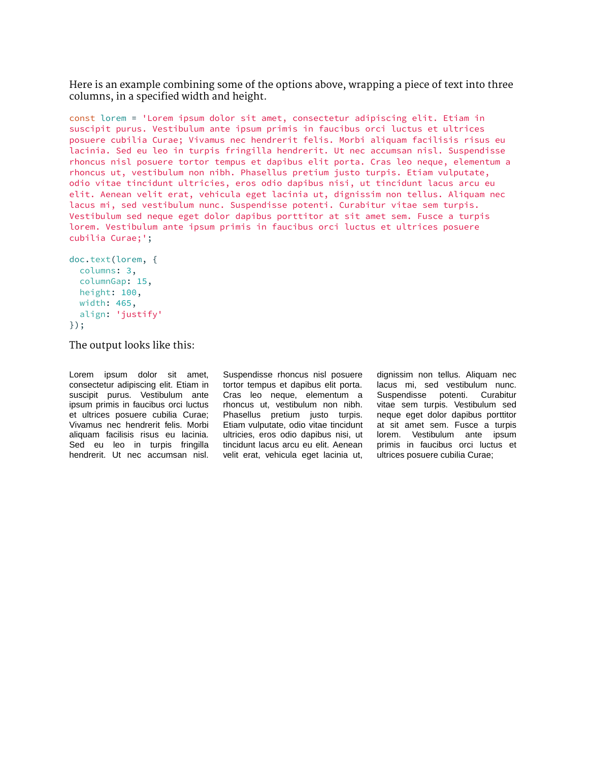Here is an example combining some of the options above, wrapping a piece of text into three columns, in a specified width and height.

```
const lorem = 'Lorem ipsum dolor sit amet, consectetur adipiscing elit. Etiam in
suscipit purus. Vestibulum ante ipsum primis in faucibus orci luctus et ultrices
posuere cubilia Curae; Vivamus nec hendrerit felis. Morbi aliquam facilisis risus eu
lacinia. Sed eu leo in turpis fringilla hendrerit. Ut nec accumsan nisl. Suspendisse
rhoncus nisl posuere tortor tempus et dapibus elit porta. Cras leo neque, elementum a
rhoncus ut, vestibulum non nibh. Phasellus pretium justo turpis. Etiam vulputate,
odio vitae tincidunt ultricies, eros odio dapibus nisi, ut tincidunt lacus arcu eu
elit. Aenean velit erat, vehicula eget lacinia ut, dignissim non tellus. Aliquam nec
lacus mi, sed vestibulum nunc. Suspendisse potenti. Curabitur vitae sem turpis.
Vestibulum sed neque eget dolor dapibus porttitor at sit amet sem. Fusce a turpis
lorem. Vestibulum ante ipsum primis in faucibus orci luctus et ultrices posuere
cubilia Curae;';

doc.text(lorem, {
  columns: 3,
  columnGap: 15,
  height: 100,
  width: 465,
  align: 'justify'
});
```

The output looks like this:

Lorem ipsum dolor sit amet, consectetur adipiscing elit. Etiam in suscipit purus. Vestibulum ante ipsum primis in faucibus orci luctus et ultrices posuere cubilia Curae; Vivamus nec hendrerit felis. Morbi aliquam facilisis risus eu lacinia. Sed eu leo in turpis fringilla hendrerit. Ut nec accumsan nisl. Suspendisse rhoncus nisl posuere tortor tempus et dapibus elit porta. Cras leo neque, elementum a rhoncus ut, vestibulum non nibh. Phasellus pretium justo turpis. Etiam vulputate, odio vitae tincidunt ultricies, eros odio dapibus nisi, ut tincidunt lacus arcu eu elit. Aenean velit erat, vehicula eget lacinia ut, dignissim non tellus. Aliquam nec lacus mi, sed vestibulum nunc. Suspendisse potenti. Curabitur vitae sem turpis. Vestibulum sed neque eget dolor dapibus porttitor at sit amet sem. Fusce a turpis lorem. Vestibulum ante ipsum primis in faucibus orci luctus et ultrices posuere cubilia Curae;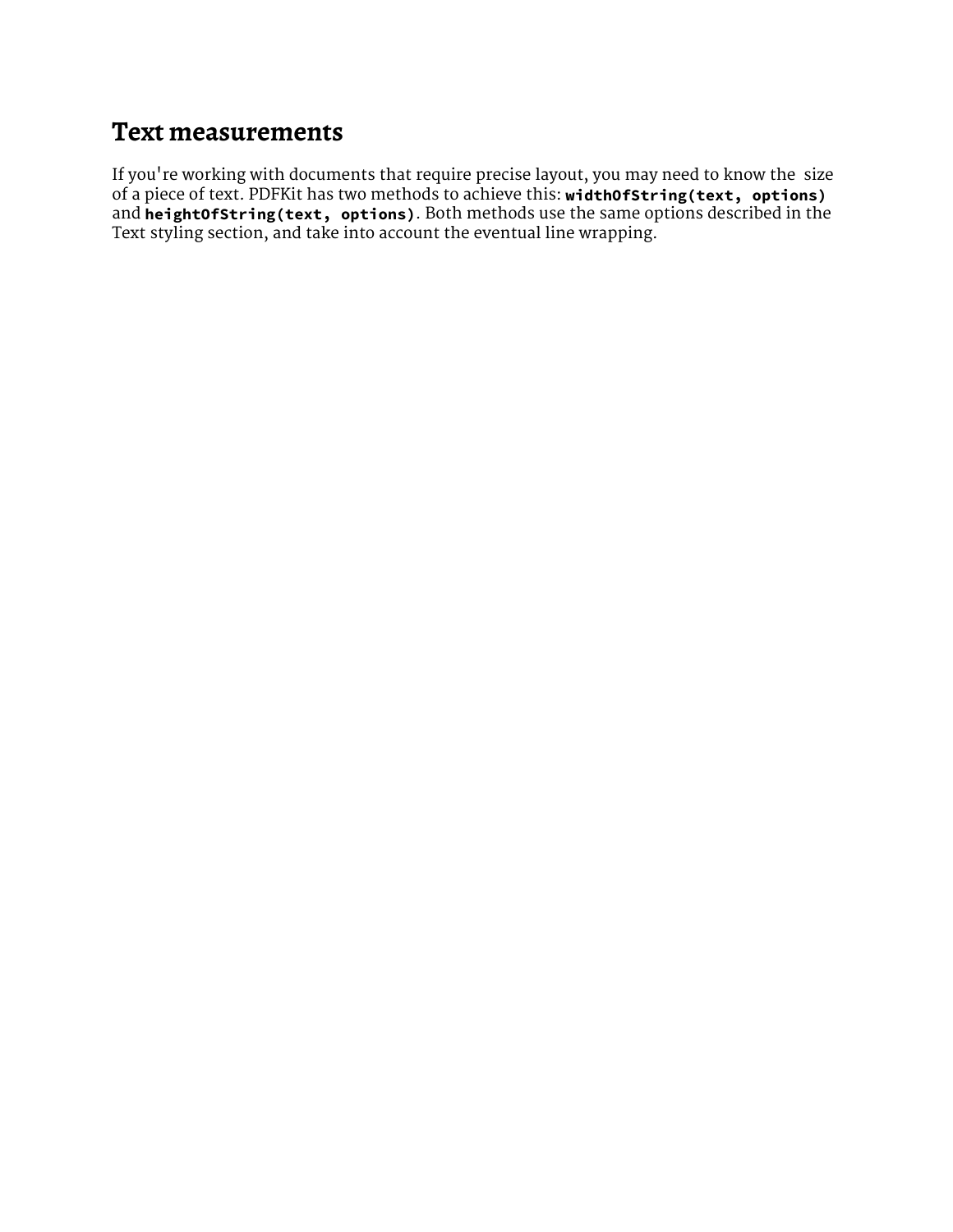## Text measurements

If you're working with documents that require precise layout, you may need to know the size of a piece of text. PDFKit has two methods to achieve this: **`widthOfString(text, options)`** and **`heightOfString(text, options)`**. Both methods use the same options described in the Text styling section, and take into account the eventual line wrapping.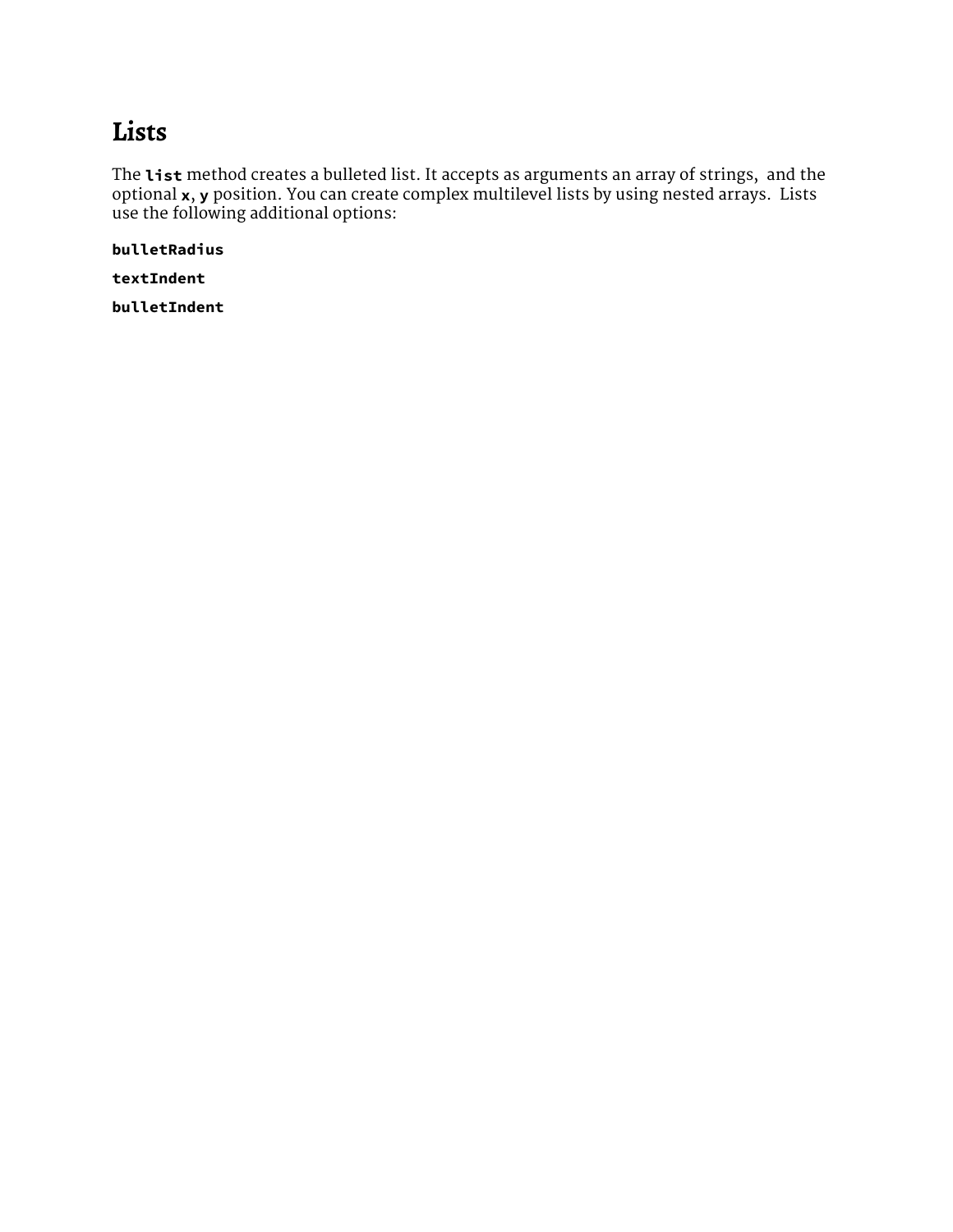# Lists

The **`list`** method creates a bulleted list. It accepts as arguments an array of strings, and the optional **`x`**, **`y`** position. You can create complex multilevel lists by using nested arrays. Lists use the following additional options:

**`bulletRadius`**

**`textIndent`**

**`bulletIndent`**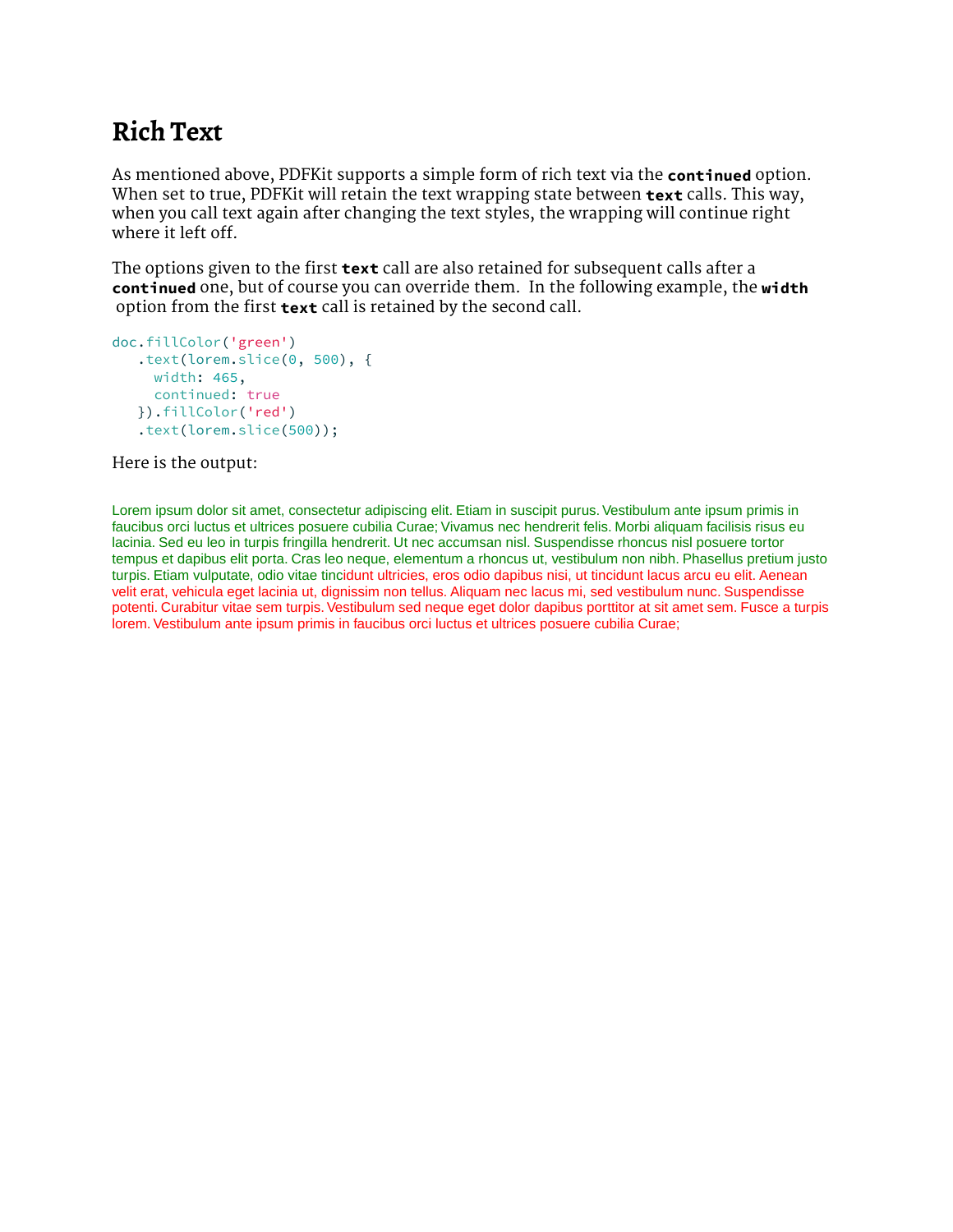# Rich Text

As mentioned above, PDFKit supports a simple form of rich text via the **`continued`** option. When set to true, PDFKit will retain the text wrapping state between **`text`** calls. This way, when you call text again after changing the text styles, the wrapping will continue right where it left off.

The options given to the first **`text`** call are also retained for subsequent calls after a **`continued`** one, but of course you can override them. In the following example, the **`width`** option from the first **`text`** call is retained by the second call.

```
doc.fillColor('green')
   .text(lorem.slice(0, 500), {
     width: 465,
     continued: true
   }).fillColor('red')
   .text(lorem.slice(500));
```

Here is the output:

Lorem ipsum dolor sit amet, consectetur adipiscing elit. Etiam in suscipit purus. Vestibulum ante ipsum primis in faucibus orci luctus et ultrices posuere cubilia Curae; Vivamus nec hendrerit felis. Morbi aliquam facilisis risus eu lacinia. Sed eu leo in turpis fringilla hendrerit. Ut nec accumsan nisl. Suspendisse rhoncus nisl posuere tortor tempus et dapibus elit porta. Cras leo neque, elementum a rhoncus ut, vestibulum non nibh. Phasellus pretium justo turpis. Etiam vulputate, odio vitae tincidunt ultricies, eros odio dapibus nisi, ut tincidunt lacus arcu eu elit. Aenean velit erat, vehicula eget lacinia ut, dignissim non tellus. Aliquam nec lacus mi, sed vestibulum nunc. Suspendisse potenti. Curabitur vitae sem turpis. Vestibulum sed neque eget dolor dapibus porttitor at sit amet sem. Fusce a turpis lorem. Vestibulum ante ipsum primis in faucibus orci luctus et ultrices posuere cubilia Curae;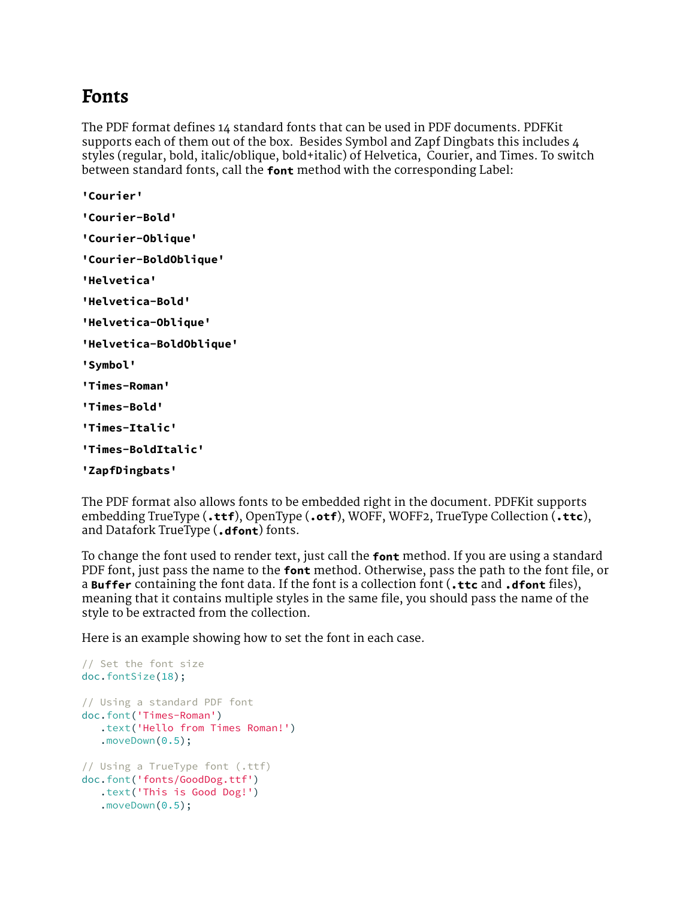# Fonts

The PDF format defines 14 standard fonts that can be used in PDF documents. PDFKit supports each of them out of the box. Besides Symbol and Zapf Dingbats this includes 4 styles (regular, bold, italic/oblique, bold+italic) of Helvetica, Courier, and Times. To switch between standard fonts, call the **`font`** method with the corresponding Label:

**`'Courier'`**

**`'Courier-Bold'`**

**`'Courier-Oblique'`**

**`'Courier-BoldOblique'`**

**`'Helvetica'`**

**`'Helvetica-Bold'`**

**`'Helvetica-Oblique'`**

**`'Helvetica-BoldOblique'`**

**`'Symbol'`**

**`'Times-Roman'`**

**`'Times-Bold'`**

**`'Times-Italic'`**

**`'Times-BoldItalic'`**

**`'ZapfDingbats'`**

The PDF format also allows fonts to be embedded right in the document. PDFKit supports embedding TrueType (**`.ttf`**), OpenType (**`.otf`**), WOFF, WOFF2, TrueType Collection (**`.ttc`**), and Datafork TrueType (**`.dfont`**) fonts.

To change the font used to render text, just call the **`font`** method. If you are using a standard PDF font, just pass the name to the **`font`** method. Otherwise, pass the path to the font file, or a **`Buffer`** containing the font data. If the font is a collection font (**`.ttc`** and **`.dfont`** files), meaning that it contains multiple styles in the same file, you should pass the name of the style to be extracted from the collection.

Here is an example showing how to set the font in each case.

```
// Set the font size
doc.fontSize(18);

// Using a standard PDF font
doc.font('Times-Roman')
   .text('Hello from Times Roman!')
   .moveDown(0.5);

// Using a TrueType font (.ttf)
doc.font('fonts/GoodDog.ttf')
   .text('This is Good Dog!')
   .moveDown(0.5);
```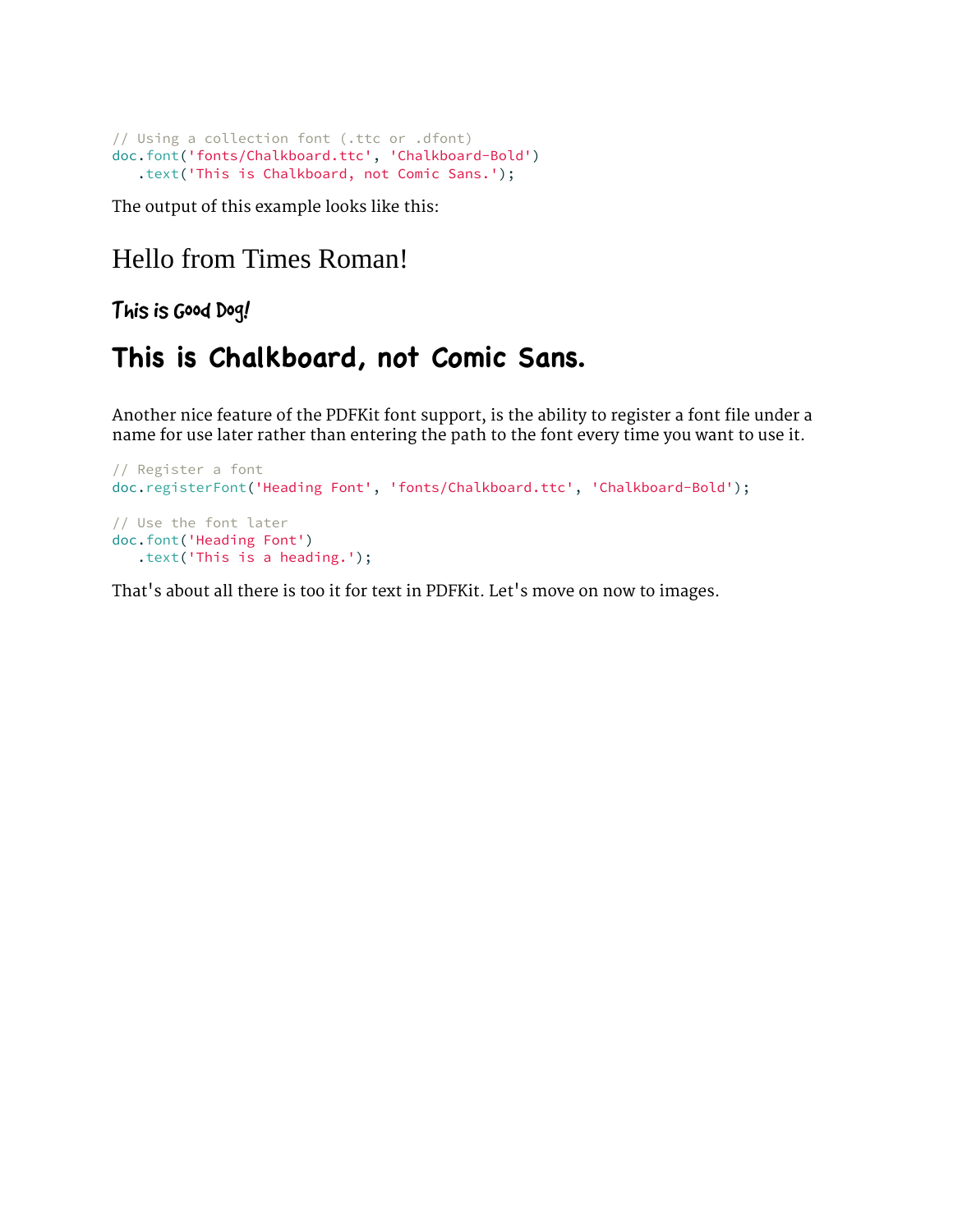```
// Using a collection font (.ttc or .dfont)
doc.font('fonts/Chalkboard.ttc', 'Chalkboard-Bold')
   .text('This is Chalkboard, not Comic Sans.');
```

The output of this example looks like this:

Hello from Times Roman!

This is Good Dog!

**This is Chalkboard, not Comic Sans.**

Another nice feature of the PDFKit font support, is the ability to register a font file under a name for use later rather than entering the path to the font every time you want to use it.

```
// Register a font
doc.registerFont('Heading Font', 'fonts/Chalkboard.ttc', 'Chalkboard-Bold');

// Use the font later
doc.font('Heading Font')
   .text('This is a heading.');
```

That's about all there is too it for text in PDFKit. Let's move on now to images.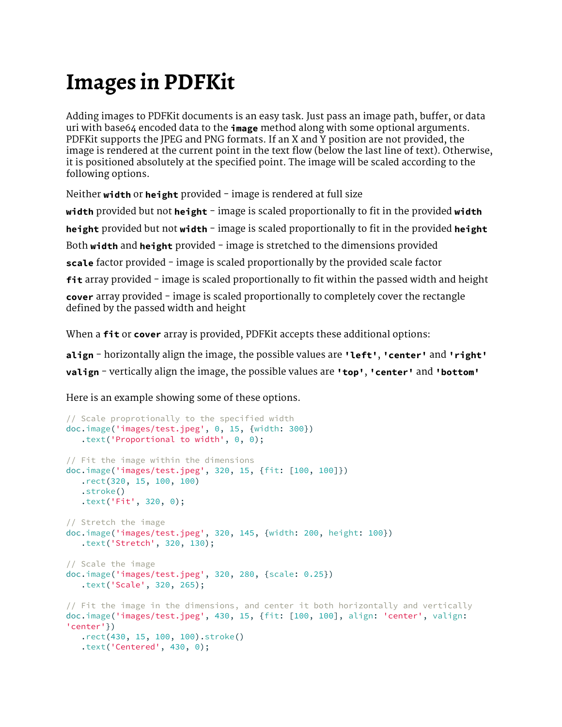# Images in PDFKit

Adding images to PDFKit documents is an easy task. Just pass an image path, buffer, or data uri with base64 encoded data to the **`image`** method along with some optional arguments. PDFKit supports the JPEG and PNG formats. If an X and Y position are not provided, the image is rendered at the current point in the text flow (below the last line of text). Otherwise, it is positioned absolutely at the specified point. The image will be scaled according to the following options.

Neither **`width`** or **`height`** provided - image is rendered at full size

**`width`** provided but not **`height`** - image is scaled proportionally to fit in the provided **`width`**

**`height`** provided but not **`width`** - image is scaled proportionally to fit in the provided **`height`**

Both **`width`** and **`height`** provided - image is stretched to the dimensions provided

**`scale`** factor provided - image is scaled proportionally by the provided scale factor

**`fit`** array provided - image is scaled proportionally to fit within the passed width and height

**`cover`** array provided - image is scaled proportionally to completely cover the rectangle defined by the passed width and height

When a **`fit`** or **`cover`** array is provided, PDFKit accepts these additional options:

**`align`** - horizontally align the image, the possible values are **`'left'`**, **`'center'`** and **`'right'`**

**`valign`** - vertically align the image, the possible values are **`'top'`**, **`'center'`** and **`'bottom'`**

Here is an example showing some of these options.

```
// Scale proprotionally to the specified width
doc.image('images/test.jpeg', 0, 15, {width: 300})
   .text('Proportional to width', 0, 0);

// Fit the image within the dimensions
doc.image('images/test.jpeg', 320, 15, {fit: [100, 100]})
   .rect(320, 15, 100, 100)
   .stroke()
   .text('Fit', 320, 0);

// Stretch the image
doc.image('images/test.jpeg', 320, 145, {width: 200, height: 100})
   .text('Stretch', 320, 130);

// Scale the image
doc.image('images/test.jpeg', 320, 280, {scale: 0.25})
   .text('Scale', 320, 265);

// Fit the image in the dimensions, and center it both horizontally and vertically
doc.image('images/test.jpeg', 430, 15, {fit: [100, 100], align: 'center', valign:
'center'})
   .rect(430, 15, 100, 100).stroke()
   .text('Centered', 430, 0);
```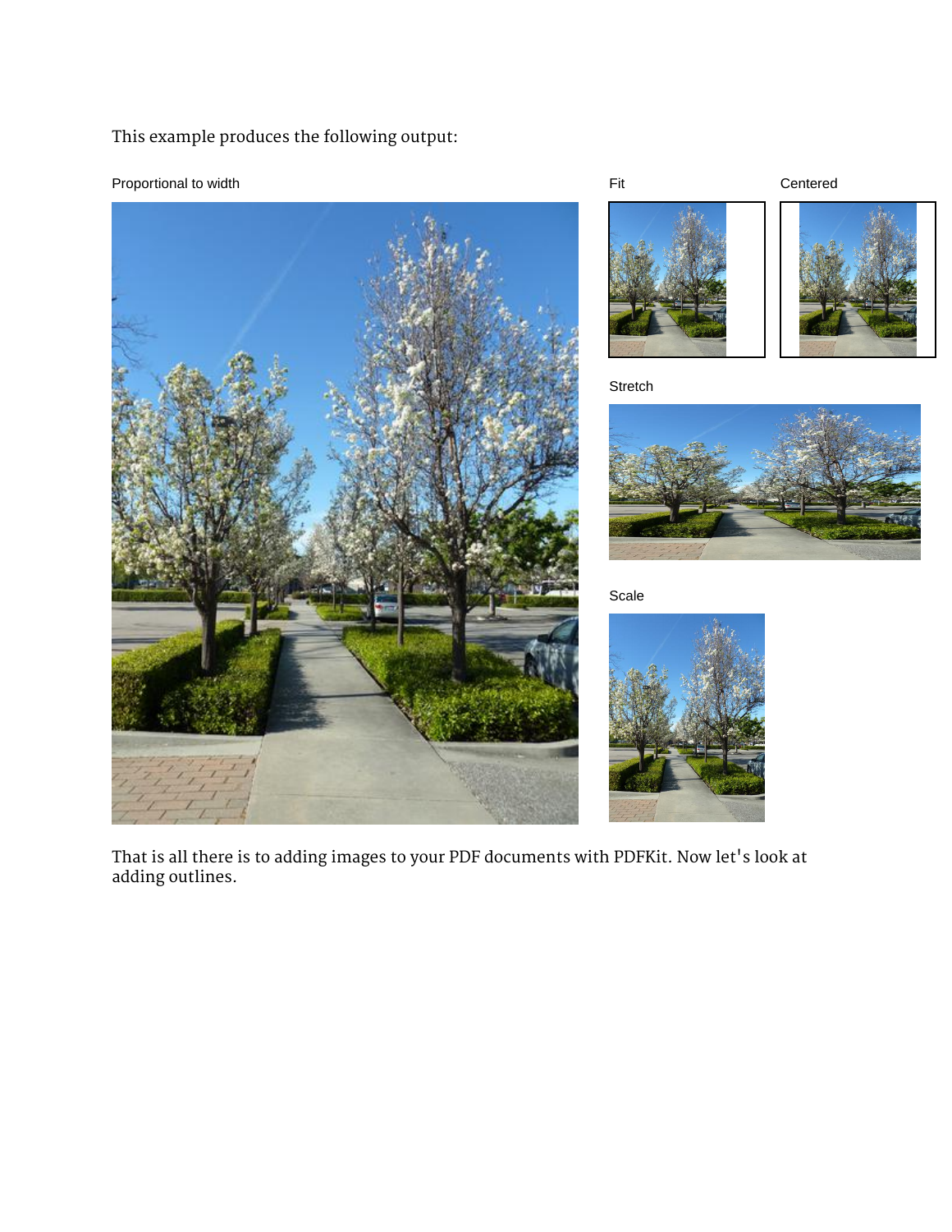This example produces the following output:

Proportional to width

Fit

Centered

Stretch

Scale

That is all there is to adding images to your PDF documents with PDFKit. Now let's look at adding outlines.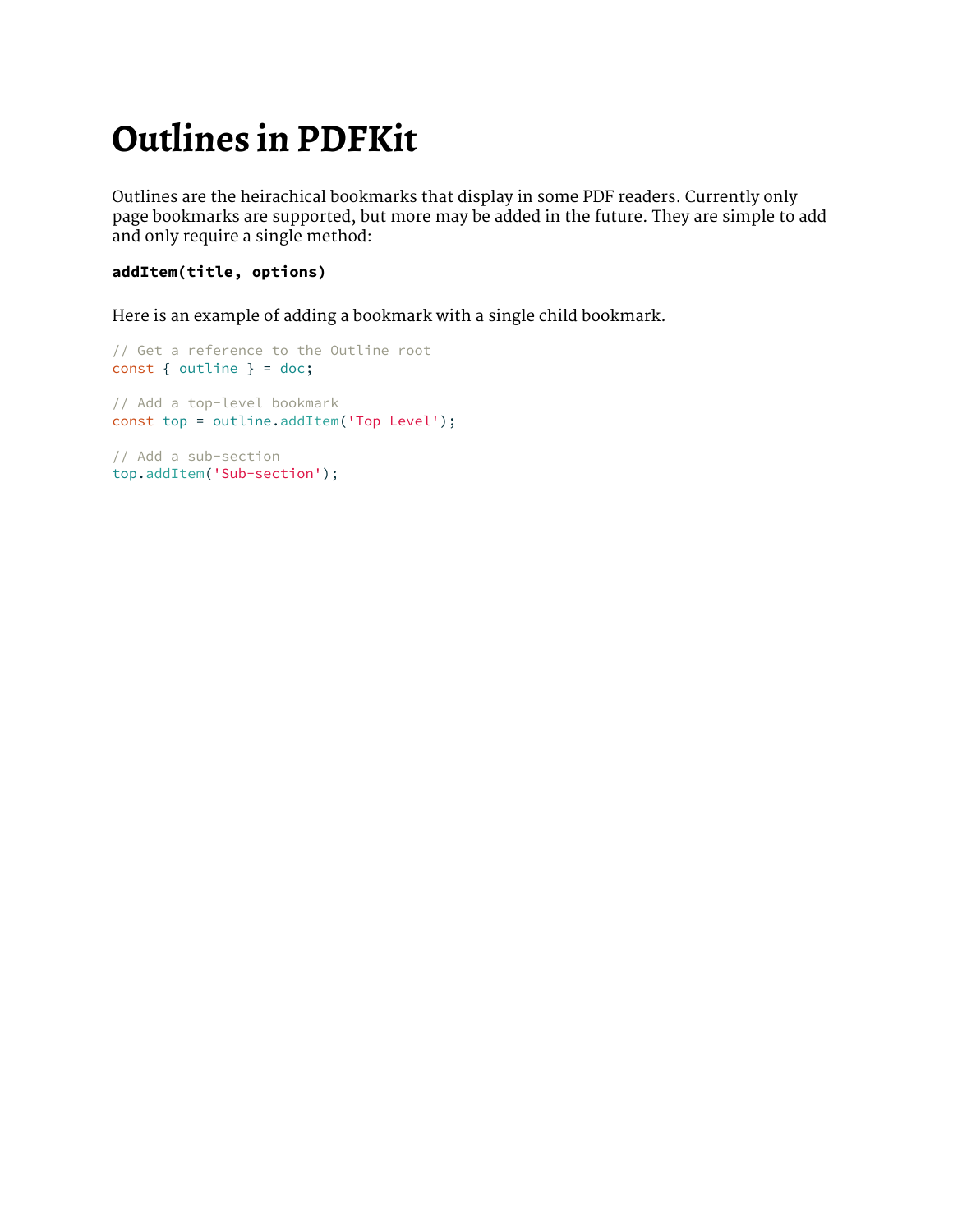# Outlines in PDFKit

Outlines are the heirachical bookmarks that display in some PDF readers. Currently only page bookmarks are supported, but more may be added in the future. They are simple to add and only require a single method:

**`addItem(title, options)`**

Here is an example of adding a bookmark with a single child bookmark.

```
// Get a reference to the Outline root
const { outline } = doc;

// Add a top-level bookmark
const top = outline.addItem('Top Level');

// Add a sub-section
top.addItem('Sub-section');
```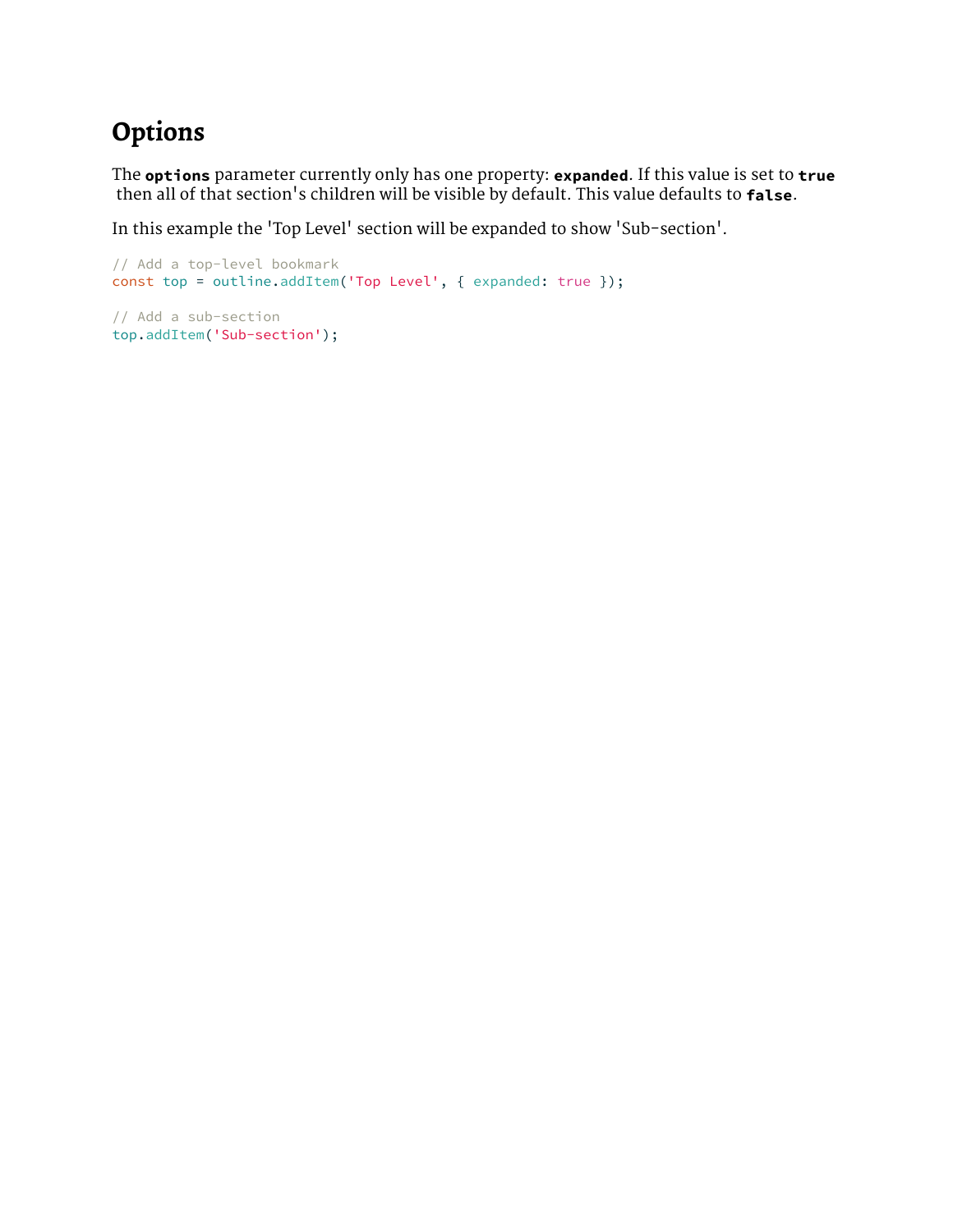# Options

The **`options`** parameter currently only has one property: **`expanded`**. If this value is set to **`true`** then all of that section's children will be visible by default. This value defaults to **`false`**.

In this example the 'Top Level' section will be expanded to show 'Sub-section'.

```
// Add a top-level bookmark
const top = outline.addItem('Top Level', { expanded: true });

// Add a sub-section
top.addItem('Sub-section');
```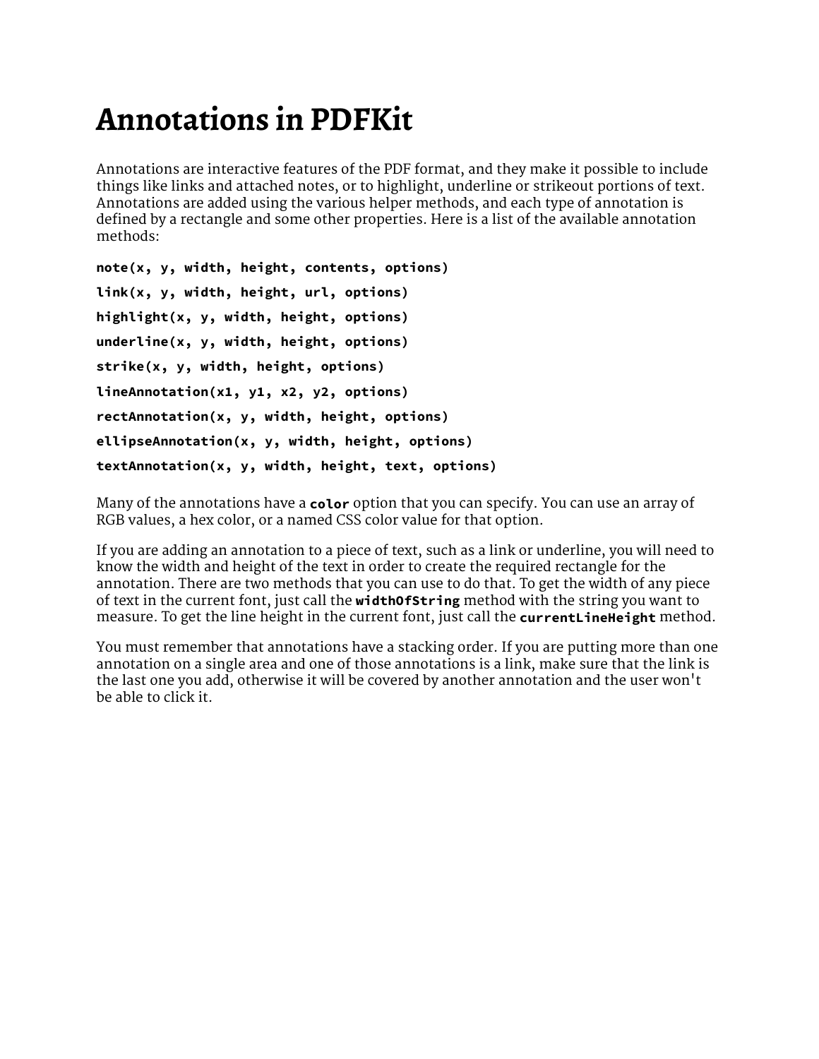# Annotations in PDFKit

Annotations are interactive features of the PDF format, and they make it possible to include things like links and attached notes, or to highlight, underline or strikeout portions of text. Annotations are added using the various helper methods, and each type of annotation is defined by a rectangle and some other properties. Here is a list of the available annotation methods:

**`note(x, y, width, height, contents, options)`**

**`link(x, y, width, height, url, options)`**

**`highlight(x, y, width, height, options)`**

**`underline(x, y, width, height, options)`**

**`strike(x, y, width, height, options)`**

**`lineAnnotation(x1, y1, x2, y2, options)`**

**`rectAnnotation(x, y, width, height, options)`**

**`ellipseAnnotation(x, y, width, height, options)`**

**`textAnnotation(x, y, width, height, text, options)`**

Many of the annotations have a **`color`** option that you can specify. You can use an array of RGB values, a hex color, or a named CSS color value for that option.

If you are adding an annotation to a piece of text, such as a link or underline, you will need to know the width and height of the text in order to create the required rectangle for the annotation. There are two methods that you can use to do that. To get the width of any piece of text in the current font, just call the **`widthOfString`** method with the string you want to measure. To get the line height in the current font, just call the **`currentLineHeight`** method.

You must remember that annotations have a stacking order. If you are putting more than one annotation on a single area and one of those annotations is a link, make sure that the link is the last one you add, otherwise it will be covered by another annotation and the user won't be able to click it.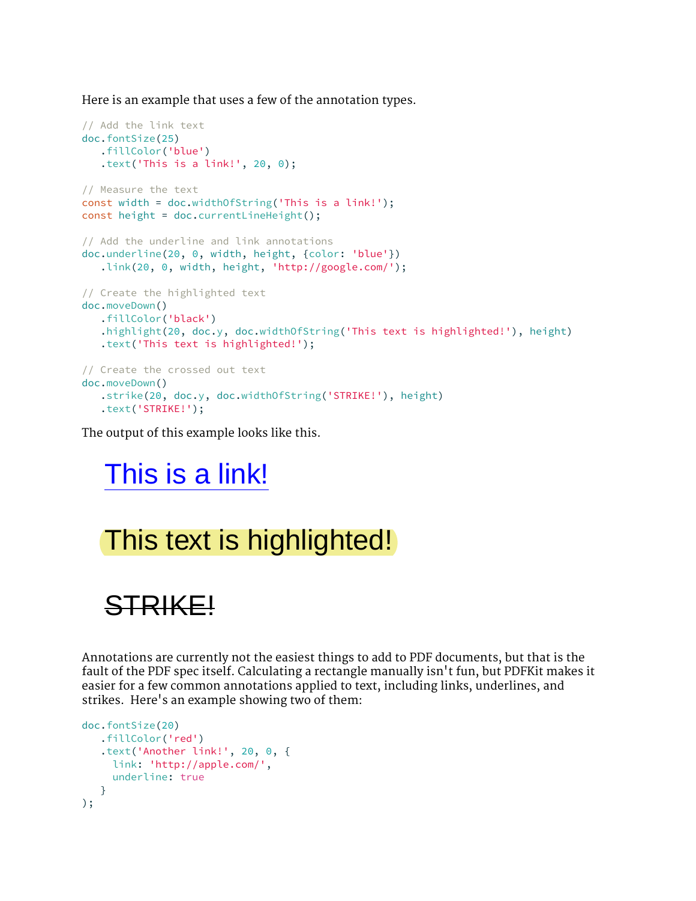Here is an example that uses a few of the annotation types.

```
// Add the link text
doc.fontSize(25)
   .fillColor('blue')
   .text('This is a link!', 20, 0);

// Measure the text
const width = doc.widthOfString('This is a link!');
const height = doc.currentLineHeight();

// Add the underline and link annotations
doc.underline(20, 0, width, height, {color: 'blue'})
   .link(20, 0, width, height, 'http://google.com/');

// Create the highlighted text
doc.moveDown()
   .fillColor('black')
   .highlight(20, doc.y, doc.widthOfString('This text is highlighted!'), height)
   .text('This text is highlighted!');

// Create the crossed out text
doc.moveDown()
   .strike(20, doc.y, doc.widthOfString('STRIKE!'), height)
   .text('STRIKE!');
```

The output of this example looks like this.

This is a link!

This text is highlighted!

~~STRIKE!~~

Annotations are currently not the easiest things to add to PDF documents, but that is the fault of the PDF spec itself. Calculating a rectangle manually isn't fun, but PDFKit makes it easier for a few common annotations applied to text, including links, underlines, and strikes. Here's an example showing two of them:

```
doc.fontSize(20)
   .fillColor('red')
   .text('Another link!', 20, 0, {
     link: 'http://apple.com/',
     underline: true
   }
);
```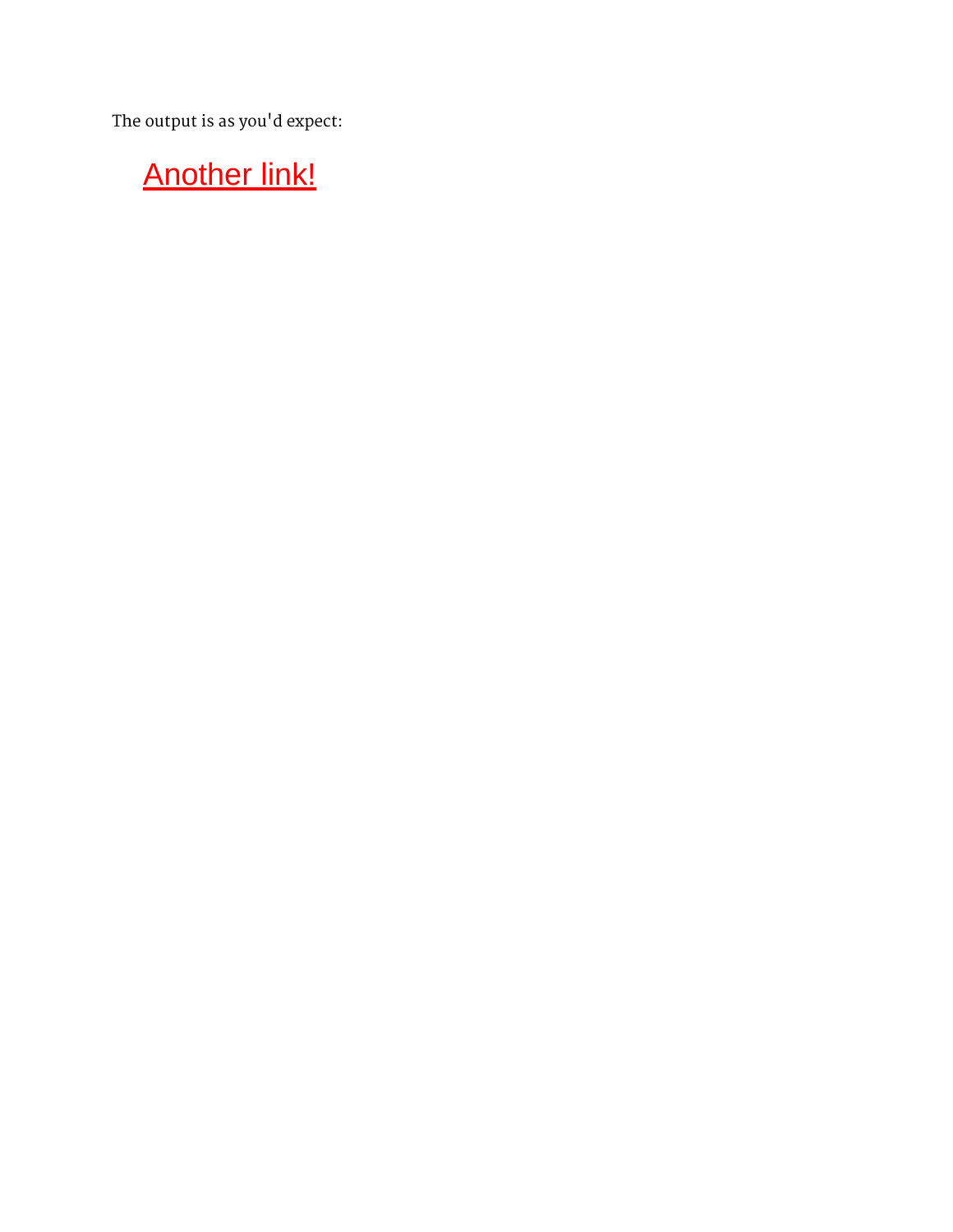The output is as you'd expect:

[Another link!]

The output is as you'd expect:

Another link!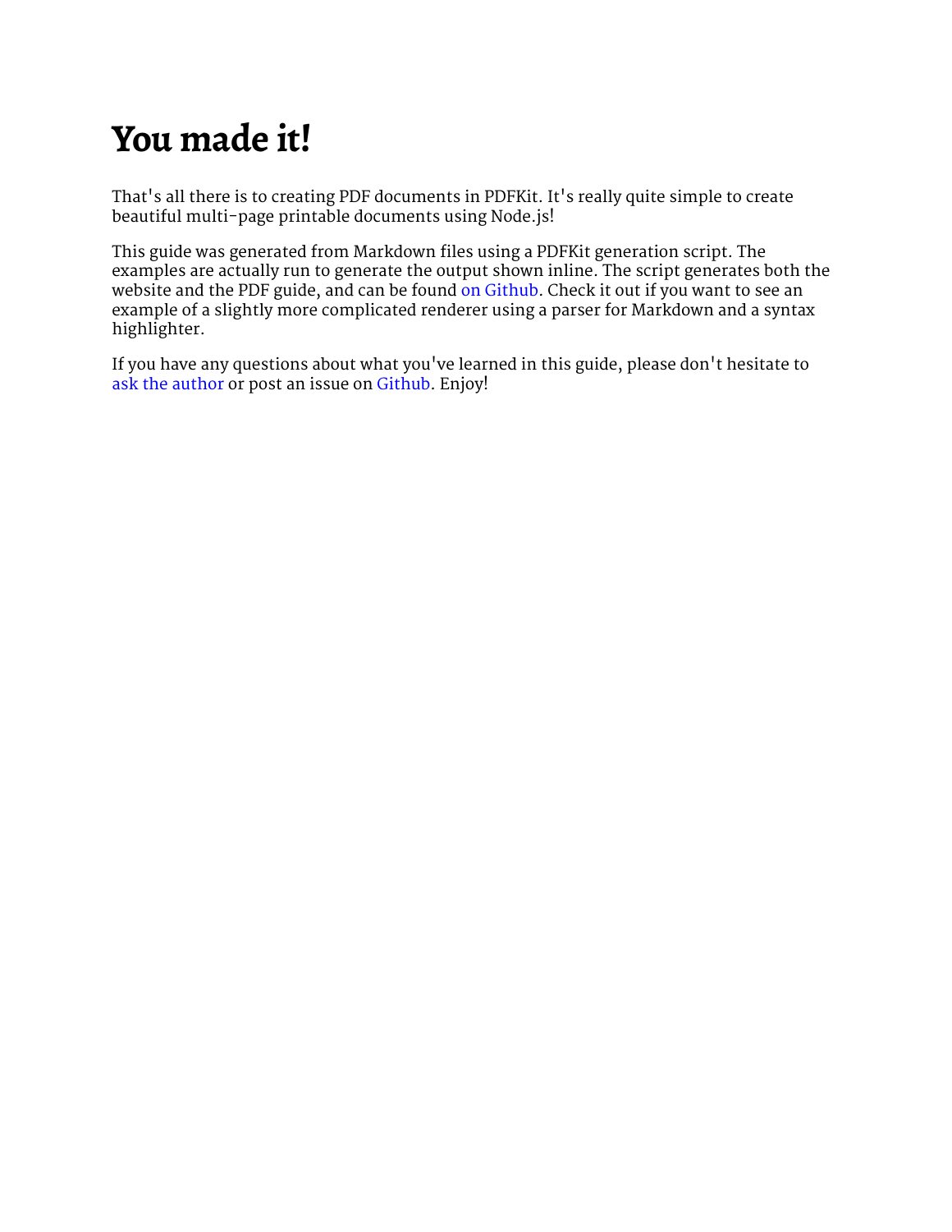# You made it!

That's all there is to creating PDF documents in PDFKit. It's really quite simple to create beautiful multi-page printable documents using Node.js!

This guide was generated from Markdown files using a PDFKit generation script. The examples are actually run to generate the output shown inline. The script generates both the website and the PDF guide, and can be found on Github. Check it out if you want to see an example of a slightly more complicated renderer using a parser for Markdown and a syntax highlighter.

If you have any questions about what you've learned in this guide, please don't hesitate to ask the author or post an issue on Github. Enjoy!